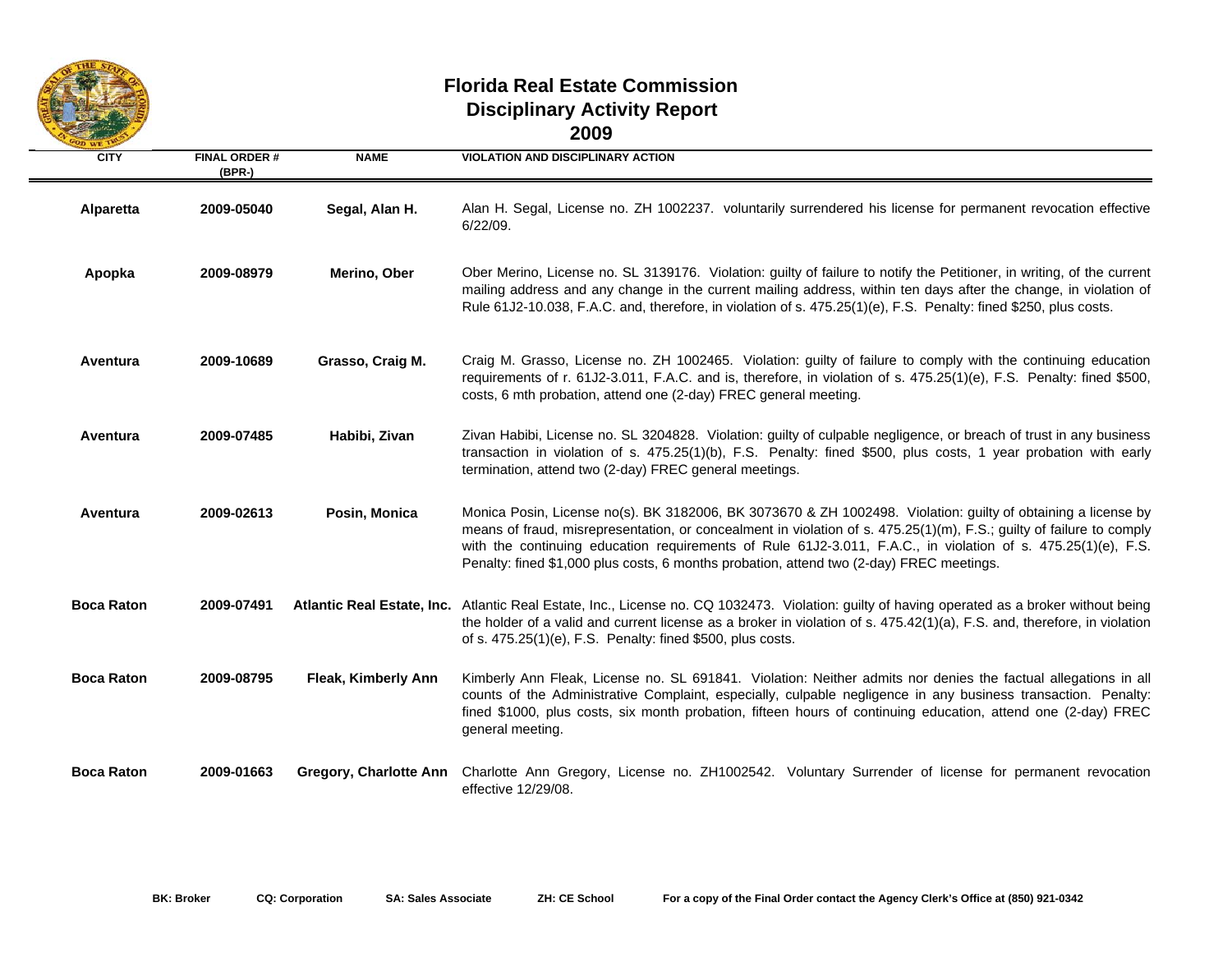# Florida Real Estate Commission
## Disciplinary Activity Report
## 2009

| CITY | FINAL ORDER # (BPR-) | NAME | VIOLATION AND DISCIPLINARY ACTION |
|---|---|---|---|
| **Alparetta** | **2009-05040** | **Segal, Alan H.** | Alan H. Segal, License no. ZH 1002237. voluntarily surrendered his license for permanent revocation effective 6/22/09. |
| **Apopka** | **2009-08979** | **Merino, Ober** | Ober Merino, License no. SL 3139176. Violation: guilty of failure to notify the Petitioner, in writing, of the current mailing address and any change in the current mailing address, within ten days after the change, in violation of Rule 61J2-10.038, F.A.C. and, therefore, in violation of s. 475.25(1)(e), F.S. Penalty: fined $250, plus costs. |
| **Aventura** | **2009-10689** | **Grasso, Craig M.** | Craig M. Grasso, License no. ZH 1002465. Violation: guilty of failure to comply with the continuing education requirements of r. 61J2-3.011, F.A.C. and is, therefore, in violation of s. 475.25(1)(e), F.S. Penalty: fined $500, costs, 6 mth probation, attend one (2-day) FREC general meeting. |
| **Aventura** | **2009-07485** | **Habibi, Zivan** | Zivan Habibi, License no. SL 3204828. Violation: guilty of culpable negligence, or breach of trust in any business transaction in violation of s. 475.25(1)(b), F.S. Penalty: fined $500, plus costs, 1 year probation with early termination, attend two (2-day) FREC general meetings. |
| **Aventura** | **2009-02613** | **Posin, Monica** | Monica Posin, License no(s). BK 3182006, BK 3073670 & ZH 1002498. Violation: guilty of obtaining a license by means of fraud, misrepresentation, or concealment in violation of s. 475.25(1)(m), F.S.; guilty of failure to comply with the continuing education requirements of Rule 61J2-3.011, F.A.C., in violation of s. 475.25(1)(e), F.S. Penalty: fined $1,000 plus costs, 6 months probation, attend two (2-day) FREC meetings. |
| **Boca Raton** | **2009-07491** | **Atlantic Real Estate, Inc.** | Atlantic Real Estate, Inc., License no. CQ 1032473. Violation: guilty of having operated as a broker without being the holder of a valid and current license as a broker in violation of s. 475.42(1)(a), F.S. and, therefore, in violation of s. 475.25(1)(e), F.S. Penalty: fined $500, plus costs. |
| **Boca Raton** | **2009-08795** | **Fleak, Kimberly Ann** | Kimberly Ann Fleak, License no. SL 691841. Violation: Neither admits nor denies the factual allegations in all counts of the Administrative Complaint, especially, culpable negligence in any business transaction. Penalty: fined $1000, plus costs, six month probation, fifteen hours of continuing education, attend one (2-day) FREC general meeting. |
| **Boca Raton** | **2009-01663** | **Gregory, Charlotte Ann** | Charlotte Ann Gregory, License no. ZH1002542. Voluntary Surrender of license for permanent revocation effective 12/29/08. |

**BK: Broker** **CQ: Corporation** **SA: Sales Associate** **ZH: CE School** **For a copy of the Final Order contact the Agency Clerk's Office at (850) 921-0342**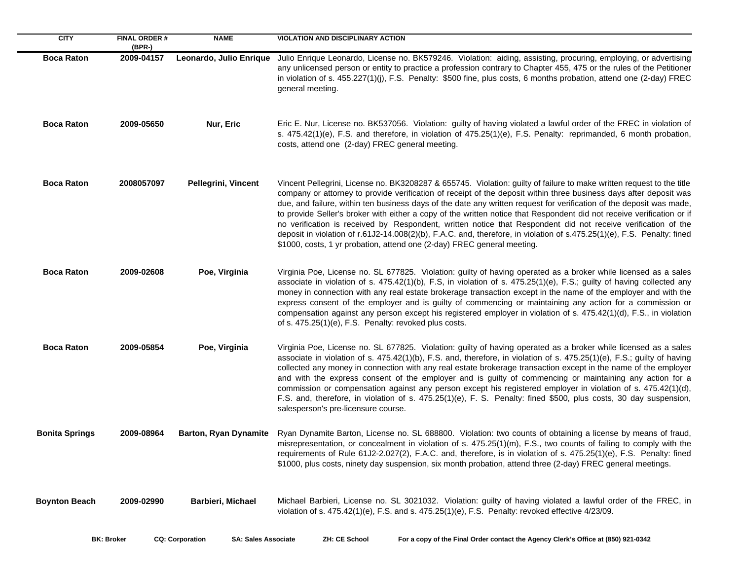| CITY | FINAL ORDER # (BPR-) | NAME | VIOLATION AND DISCIPLINARY ACTION |
|---|---|---|---|
| **Boca Raton** | **2009-04157** | **Leonardo, Julio Enrique** | Julio Enrique Leonardo, License no. BK579246. Violation: aiding, assisting, procuring, employing, or advertising any unlicensed person or entity to practice a profession contrary to Chapter 455, 475 or the rules of the Petitioner in violation of s. 455.227(1)(j), F.S. Penalty: $500 fine, plus costs, 6 months probation, attend one (2-day) FREC general meeting. |
| **Boca Raton** | **2009-05650** | **Nur, Eric** | Eric E. Nur, License no. BK537056. Violation: guilty of having violated a lawful order of the FREC in violation of s. 475.42(1)(e), F.S. and therefore, in violation of 475.25(1)(e), F.S. Penalty: reprimanded, 6 month probation, costs, attend one (2-day) FREC general meeting. |
| **Boca Raton** | **2008057097** | **Pellegrini, Vincent** | Vincent Pellegrini, License no. BK3208287 & 655745. Violation: guilty of failure to make written request to the title company or attorney to provide verification of receipt of the deposit within three business days after deposit was due, and failure, within ten business days of the date any written request for verification of the deposit was made, to provide Seller's broker with either a copy of the written notice that Respondent did not receive verification or if no verification is received by Respondent, written notice that Respondent did not receive verification of the deposit in violation of r.61J2-14.008(2)(b), F.A.C. and, therefore, in violation of s.475.25(1)(e), F.S. Penalty: fined $1000, costs, 1 yr probation, attend one (2-day) FREC general meeting. |
| **Boca Raton** | **2009-02608** | **Poe, Virginia** | Virginia Poe, License no. SL 677825. Violation: guilty of having operated as a broker while licensed as a sales associate in violation of s. 475.42(1)(b), F.S, in violation of s. 475.25(1)(e), F.S.; guilty of having collected any money in connection with any real estate brokerage transaction except in the name of the employer and with the express consent of the employer and is guilty of commencing or maintaining any action for a commission or compensation against any person except his registered employer in violation of s. 475.42(1)(d), F.S., in violation of s. 475.25(1)(e), F.S. Penalty: revoked plus costs. |
| **Boca Raton** | **2009-05854** | **Poe, Virginia** | Virginia Poe, License no. SL 677825. Violation: guilty of having operated as a broker while licensed as a sales associate in violation of s. 475.42(1)(b), F.S. and, therefore, in violation of s. 475.25(1)(e), F.S.; guilty of having collected any money in connection with any real estate brokerage transaction except in the name of the employer and with the express consent of the employer and is guilty of commencing or maintaining any action for a commission or compensation against any person except his registered employer in violation of s. 475.42(1)(d), F.S. and, therefore, in violation of s. 475.25(1)(e), F. S. Penalty: fined $500, plus costs, 30 day suspension, salesperson's pre-licensure course. |
| **Bonita Springs** | **2009-08964** | **Barton, Ryan Dynamite** | Ryan Dynamite Barton, License no. SL 688800. Violation: two counts of obtaining a license by means of fraud, misrepresentation, or concealment in violation of s. 475.25(1)(m), F.S., two counts of failing to comply with the requirements of Rule 61J2-2.027(2), F.A.C. and, therefore, is in violation of s. 475.25(1)(e), F.S. Penalty: fined $1000, plus costs, ninety day suspension, six month probation, attend three (2-day) FREC general meetings. |
| **Boynton Beach** | **2009-02990** | **Barbieri, Michael** | Michael Barbieri, License no. SL 3021032. Violation: guilty of having violated a lawful order of the FREC, in violation of s. 475.42(1)(e), F.S. and s. 475.25(1)(e), F.S. Penalty: revoked effective 4/23/09. |

**BK: Broker** **CQ: Corporation** **SA: Sales Associate** **ZH: CE School** **For a copy of the Final Order contact the Agency Clerk's Office at (850) 921-0342**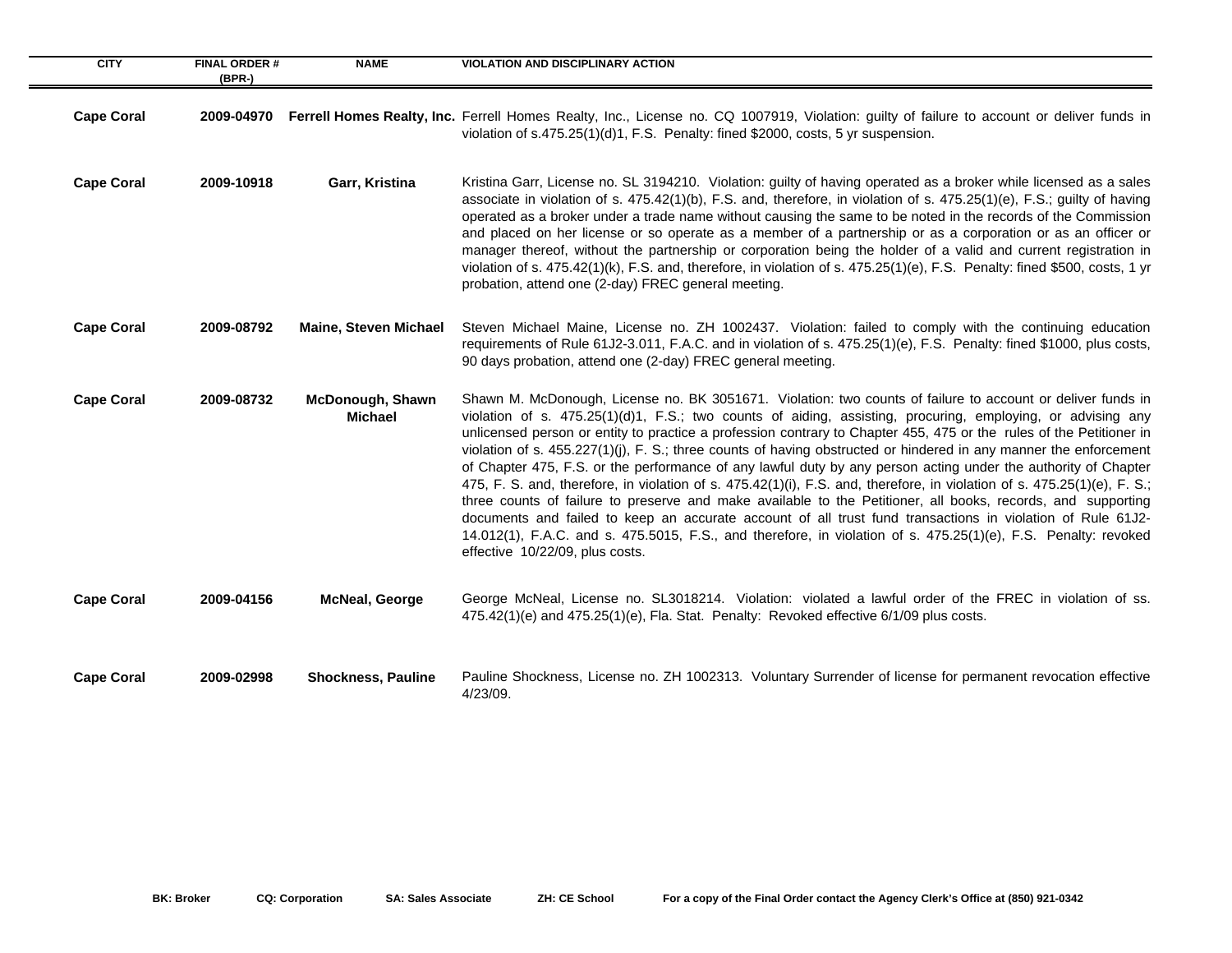| CITY | FINAL ORDER # (BPR-) | NAME | VIOLATION AND DISCIPLINARY ACTION |
|---|---|---|---|
| **Cape Coral** | **2009-04970** | **Ferrell Homes Realty, Inc.** | Ferrell Homes Realty, Inc., License no. CQ 1007919, Violation: guilty of failure to account or deliver funds in violation of s.475.25(1)(d)1, F.S. Penalty: fined $2000, costs, 5 yr suspension. |
| **Cape Coral** | **2009-10918** | **Garr, Kristina** | Kristina Garr, License no. SL 3194210. Violation: guilty of having operated as a broker while licensed as a sales associate in violation of s. 475.42(1)(b), F.S. and, therefore, in violation of s. 475.25(1)(e), F.S.; guilty of having operated as a broker under a trade name without causing the same to be noted in the records of the Commission and placed on her license or so operate as a member of a partnership or as a corporation or as an officer or manager thereof, without the partnership or corporation being the holder of a valid and current registration in violation of s. 475.42(1)(k), F.S. and, therefore, in violation of s. 475.25(1)(e), F.S. Penalty: fined $500, costs, 1 yr probation, attend one (2-day) FREC general meeting. |
| **Cape Coral** | **2009-08792** | **Maine, Steven Michael** | Steven Michael Maine, License no. ZH 1002437. Violation: failed to comply with the continuing education requirements of Rule 61J2-3.011, F.A.C. and in violation of s. 475.25(1)(e), F.S. Penalty: fined $1000, plus costs, 90 days probation, attend one (2-day) FREC general meeting. |
| **Cape Coral** | **2009-08732** | **McDonough, Shawn Michael** | Shawn M. McDonough, License no. BK 3051671. Violation: two counts of failure to account or deliver funds in violation of s. 475.25(1)(d)1, F.S.; two counts of aiding, assisting, procuring, employing, or advising any unlicensed person or entity to practice a profession contrary to Chapter 455, 475 or the rules of the Petitioner in violation of s. 455.227(1)(j), F. S.; three counts of having obstructed or hindered in any manner the enforcement of Chapter 475, F.S. or the performance of any lawful duty by any person acting under the authority of Chapter 475, F. S. and, therefore, in violation of s. 475.42(1)(i), F.S. and, therefore, in violation of s. 475.25(1)(e), F. S.; three counts of failure to preserve and make available to the Petitioner, all books, records, and supporting documents and failed to keep an accurate account of all trust fund transactions in violation of Rule 61J2-14.012(1), F.A.C. and s. 475.5015, F.S., and therefore, in violation of s. 475.25(1)(e), F.S. Penalty: revoked effective 10/22/09, plus costs. |
| **Cape Coral** | **2009-04156** | **McNeal, George** | George McNeal, License no. SL3018214. Violation: violated a lawful order of the FREC in violation of ss. 475.42(1)(e) and 475.25(1)(e), Fla. Stat. Penalty: Revoked effective 6/1/09 plus costs. |
| **Cape Coral** | **2009-02998** | **Shockness, Pauline** | Pauline Shockness, License no. ZH 1002313. Voluntary Surrender of license for permanent revocation effective 4/23/09. |

**BK: Broker** **CQ: Corporation** **SA: Sales Associate** **ZH: CE School** **For a copy of the Final Order contact the Agency Clerk's Office at (850) 921-0342**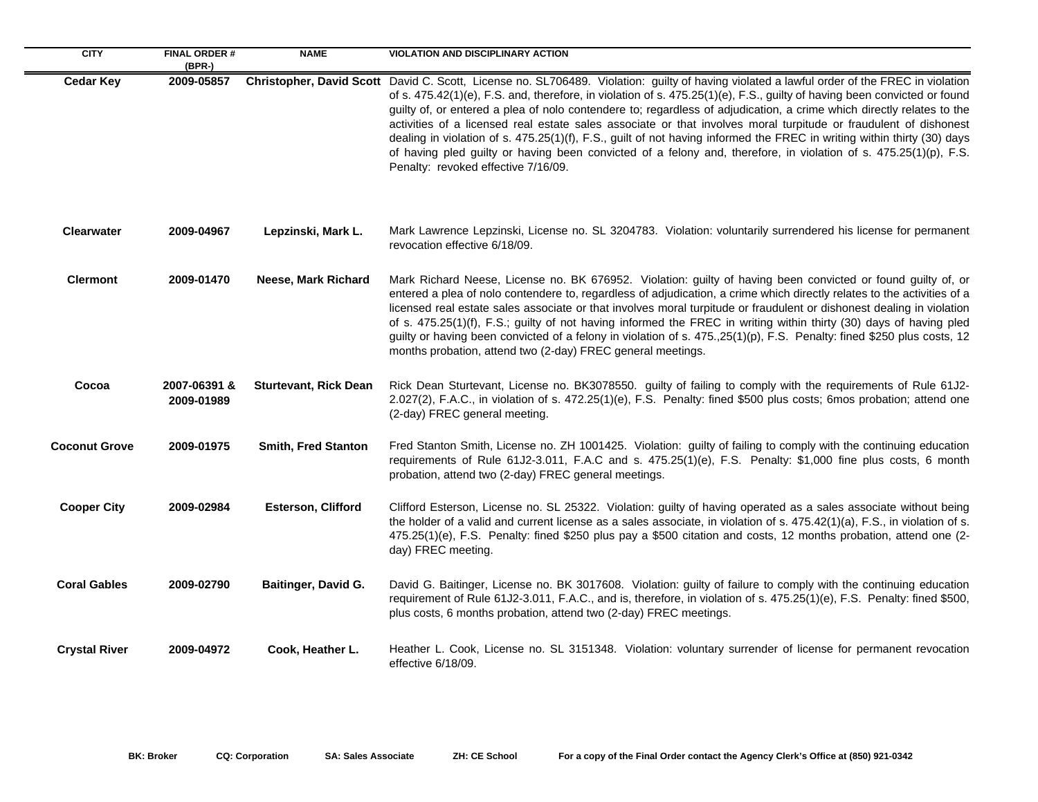| CITY | FINAL ORDER # (BPR-) | NAME | VIOLATION AND DISCIPLINARY ACTION |
|---|---|---|---|
| **Cedar Key** | **2009-05857** | **Christopher, David Scott** | David C. Scott, License no. SL706489. Violation: guilty of having violated a lawful order of the FREC in violation of s. 475.42(1)(e), F.S. and, therefore, in violation of s. 475.25(1)(e), F.S., guilty of having been convicted or found guilty of, or entered a plea of nolo contendere to; regardless of adjudication, a crime which directly relates to the activities of a licensed real estate sales associate or that involves moral turpitude or fraudulent of dishonest dealing in violation of s. 475.25(1)(f), F.S., guilt of not having informed the FREC in writing within thirty (30) days of having pled guilty or having been convicted of a felony and, therefore, in violation of s. 475.25(1)(p), F.S. Penalty: revoked effective 7/16/09. |
| **Clearwater** | **2009-04967** | **Lepzinski, Mark L.** | Mark Lawrence Lepzinski, License no. SL 3204783. Violation: voluntarily surrendered his license for permanent revocation effective 6/18/09. |
| **Clermont** | **2009-01470** | **Neese, Mark Richard** | Mark Richard Neese, License no. BK 676952. Violation: guilty of having been convicted or found guilty of, or entered a plea of nolo contendere to, regardless of adjudication, a crime which directly relates to the activities of a licensed real estate sales associate or that involves moral turpitude or fraudulent or dishonest dealing in violation of s. 475.25(1)(f), F.S.; guilty of not having informed the FREC in writing within thirty (30) days of having pled guilty or having been convicted of a felony in violation of s. 475.,25(1)(p), F.S. Penalty: fined $250 plus costs, 12 months probation, attend two (2-day) FREC general meetings. |
| **Cocoa** | **2007-06391 & 2009-01989** | **Sturtevant, Rick Dean** | Rick Dean Sturtevant, License no. BK3078550. guilty of failing to comply with the requirements of Rule 61J2-2.027(2), F.A.C., in violation of s. 472.25(1)(e), F.S. Penalty: fined $500 plus costs; 6mos probation; attend one (2-day) FREC general meeting. |
| **Coconut Grove** | **2009-01975** | **Smith, Fred Stanton** | Fred Stanton Smith, License no. ZH 1001425. Violation: guilty of failing to comply with the continuing education requirements of Rule 61J2-3.011, F.A.C and s. 475.25(1)(e), F.S. Penalty: $1,000 fine plus costs, 6 month probation, attend two (2-day) FREC general meetings. |
| **Cooper City** | **2009-02984** | **Esterson, Clifford** | Clifford Esterson, License no. SL 25322. Violation: guilty of having operated as a sales associate without being the holder of a valid and current license as a sales associate, in violation of s. 475.42(1)(a), F.S., in violation of s. 475.25(1)(e), F.S. Penalty: fined $250 plus pay a $500 citation and costs, 12 months probation, attend one (2-day) FREC meeting. |
| **Coral Gables** | **2009-02790** | **Baitinger, David G.** | David G. Baitinger, License no. BK 3017608. Violation: guilty of failure to comply with the continuing education requirement of Rule 61J2-3.011, F.A.C., and is, therefore, in violation of s. 475.25(1)(e), F.S. Penalty: fined $500, plus costs, 6 months probation, attend two (2-day) FREC meetings. |
| **Crystal River** | **2009-04972** | **Cook, Heather L.** | Heather L. Cook, License no. SL 3151348. Violation: voluntary surrender of license for permanent revocation effective 6/18/09. |

**BK: Broker** **CQ: Corporation** **SA: Sales Associate** **ZH: CE School** **For a copy of the Final Order contact the Agency Clerk's Office at (850) 921-0342**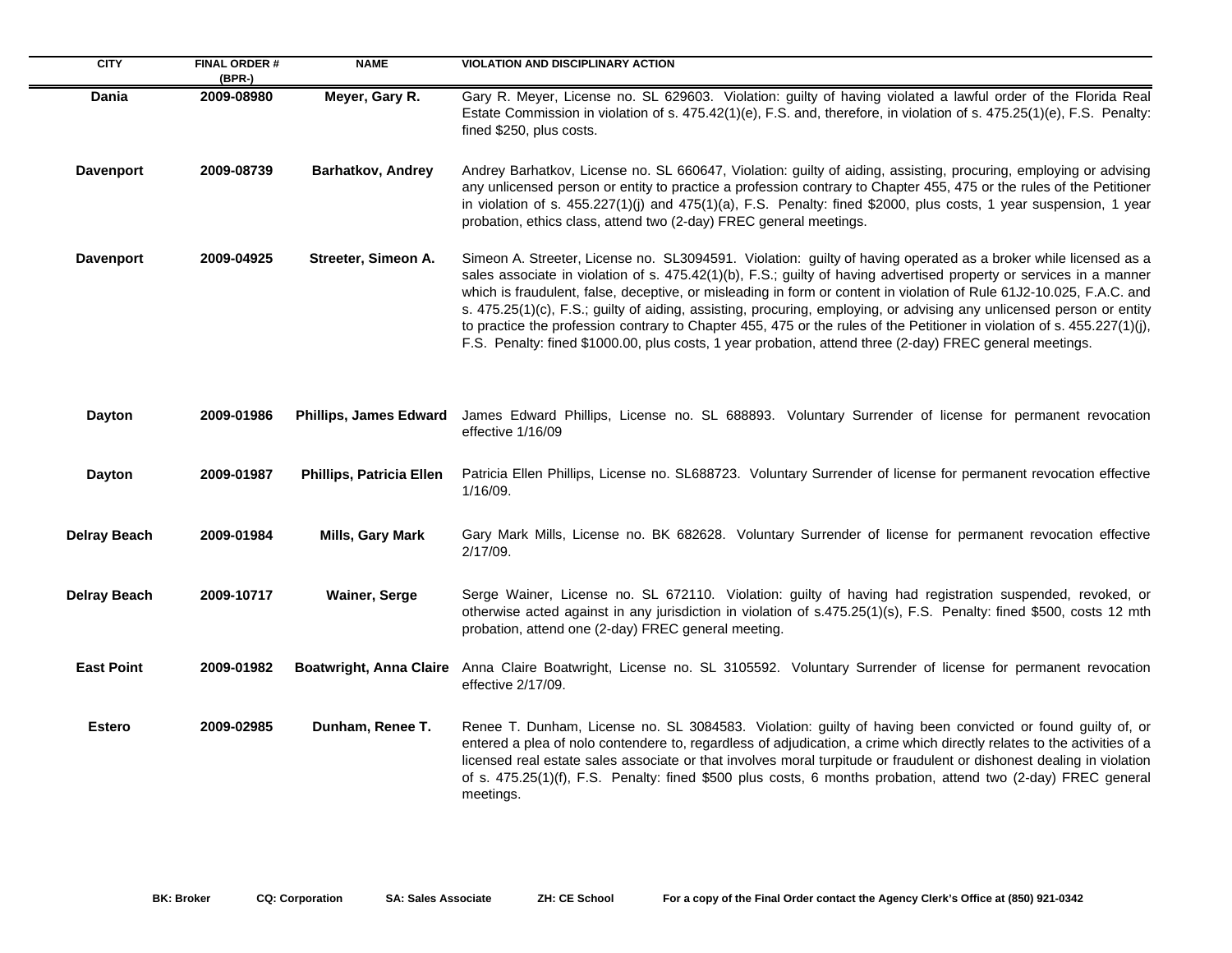| CITY | FINAL ORDER # (BPR-) | NAME | VIOLATION AND DISCIPLINARY ACTION |
|---|---|---|---|
| **Dania** | **2009-08980** | **Meyer, Gary R.** | Gary R. Meyer, License no. SL 629603. Violation: guilty of having violated a lawful order of the Florida Real Estate Commission in violation of s. 475.42(1)(e), F.S. and, therefore, in violation of s. 475.25(1)(e), F.S. Penalty: fined $250, plus costs. |
| **Davenport** | **2009-08739** | **Barhatkov, Andrey** | Andrey Barhatkov, License no. SL 660647, Violation: guilty of aiding, assisting, procuring, employing or advising any unlicensed person or entity to practice a profession contrary to Chapter 455, 475 or the rules of the Petitioner in violation of s. 455.227(1)(j) and 475(1)(a), F.S. Penalty: fined $2000, plus costs, 1 year suspension, 1 year probation, ethics class, attend two (2-day) FREC general meetings. |
| **Davenport** | **2009-04925** | **Streeter, Simeon A.** | Simeon A. Streeter, License no. SL3094591. Violation: guilty of having operated as a broker while licensed as a sales associate in violation of s. 475.42(1)(b), F.S.; guilty of having advertised property or services in a manner which is fraudulent, false, deceptive, or misleading in form or content in violation of Rule 61J2-10.025, F.A.C. and s. 475.25(1)(c), F.S.; guilty of aiding, assisting, procuring, employing, or advising any unlicensed person or entity to practice the profession contrary to Chapter 455, 475 or the rules of the Petitioner in violation of s. 455.227(1)(j), F.S. Penalty: fined $1000.00, plus costs, 1 year probation, attend three (2-day) FREC general meetings. |
| **Dayton** | **2009-01986** | **Phillips, James Edward** | James Edward Phillips, License no. SL 688893. Voluntary Surrender of license for permanent revocation effective 1/16/09 |
| **Dayton** | **2009-01987** | **Phillips, Patricia Ellen** | Patricia Ellen Phillips, License no. SL688723. Voluntary Surrender of license for permanent revocation effective 1/16/09. |
| **Delray Beach** | **2009-01984** | **Mills, Gary Mark** | Gary Mark Mills, License no. BK 682628. Voluntary Surrender of license for permanent revocation effective 2/17/09. |
| **Delray Beach** | **2009-10717** | **Wainer, Serge** | Serge Wainer, License no. SL 672110. Violation: guilty of having had registration suspended, revoked, or otherwise acted against in any jurisdiction in violation of s.475.25(1)(s), F.S. Penalty: fined $500, costs 12 mth probation, attend one (2-day) FREC general meeting. |
| **East Point** | **2009-01982** | **Boatwright, Anna Claire** | Anna Claire Boatwright, License no. SL 3105592. Voluntary Surrender of license for permanent revocation effective 2/17/09. |
| **Estero** | **2009-02985** | **Dunham, Renee T.** | Renee T. Dunham, License no. SL 3084583. Violation: guilty of having been convicted or found guilty of, or entered a plea of nolo contendere to, regardless of adjudication, a crime which directly relates to the activities of a licensed real estate sales associate or that involves moral turpitude or fraudulent or dishonest dealing in violation of s. 475.25(1)(f), F.S. Penalty: fined $500 plus costs, 6 months probation, attend two (2-day) FREC general meetings. |

**BK: Broker** **CQ: Corporation** **SA: Sales Associate** **ZH: CE School** **For a copy of the Final Order contact the Agency Clerk's Office at (850) 921-0342**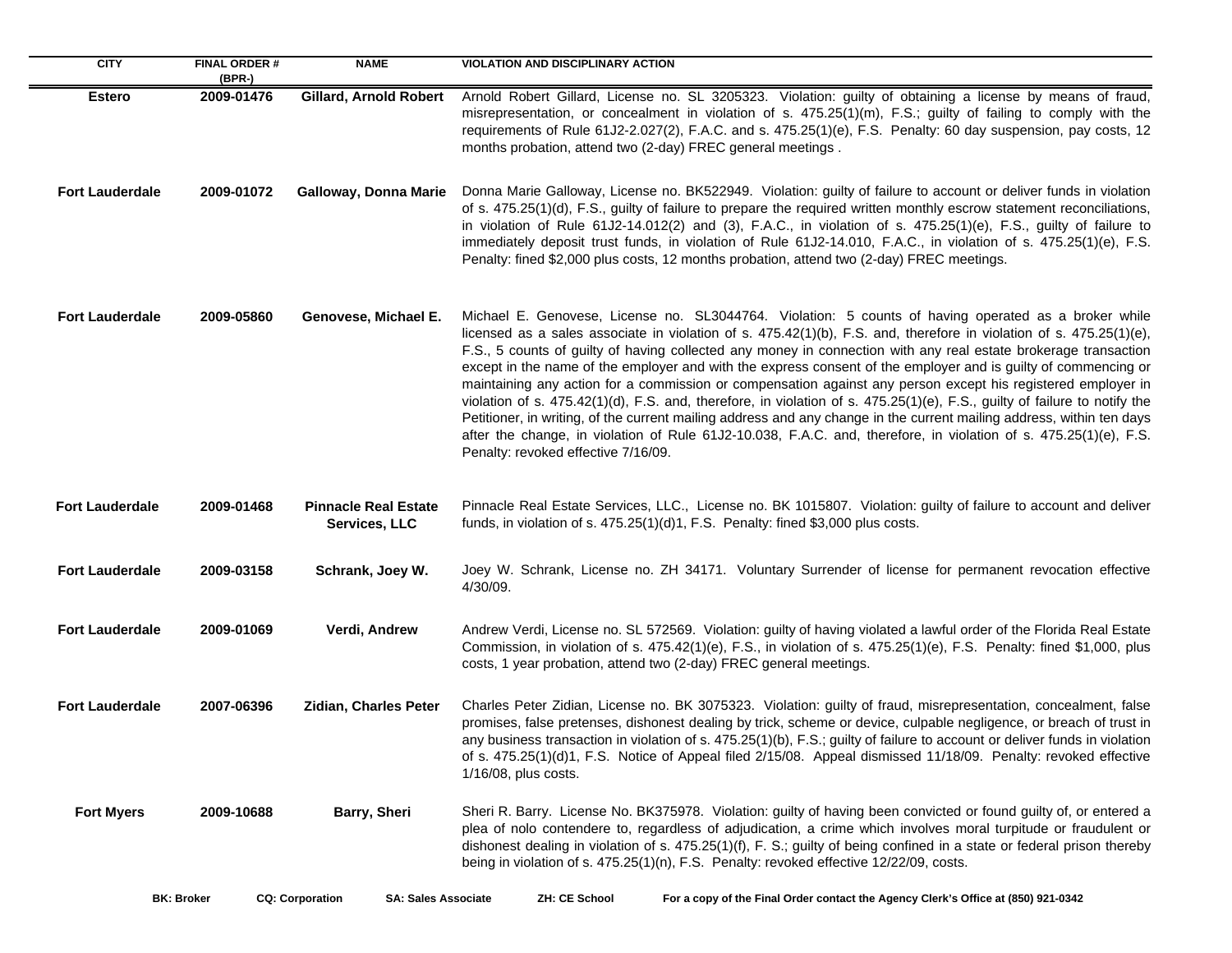| CITY | FINAL ORDER # (BPR-) | NAME | VIOLATION AND DISCIPLINARY ACTION |
|---|---|---|---|
| **Estero** | **2009-01476** | **Gillard, Arnold Robert** | Arnold Robert Gillard, License no. SL 3205323. Violation: guilty of obtaining a license by means of fraud, misrepresentation, or concealment in violation of s. 475.25(1)(m), F.S.; guilty of failing to comply with the requirements of Rule 61J2-2.027(2), F.A.C. and s. 475.25(1)(e), F.S. Penalty: 60 day suspension, pay costs, 12 months probation, attend two (2-day) FREC general meetings . |
| **Fort Lauderdale** | **2009-01072** | **Galloway, Donna Marie** | Donna Marie Galloway, License no. BK522949. Violation: guilty of failure to account or deliver funds in violation of s. 475.25(1)(d), F.S., guilty of failure to prepare the required written monthly escrow statement reconciliations, in violation of Rule 61J2-14.012(2) and (3), F.A.C., in violation of s. 475.25(1)(e), F.S., guilty of failure to immediately deposit trust funds, in violation of Rule 61J2-14.010, F.A.C., in violation of s. 475.25(1)(e), F.S. Penalty: fined $2,000 plus costs, 12 months probation, attend two (2-day) FREC meetings. |
| **Fort Lauderdale** | **2009-05860** | **Genovese, Michael E.** | Michael E. Genovese, License no. SL3044764. Violation: 5 counts of having operated as a broker while licensed as a sales associate in violation of s. 475.42(1)(b), F.S. and, therefore in violation of s. 475.25(1)(e), F.S., 5 counts of guilty of having collected any money in connection with any real estate brokerage transaction except in the name of the employer and with the express consent of the employer and is guilty of commencing or maintaining any action for a commission or compensation against any person except his registered employer in violation of s. 475.42(1)(d), F.S. and, therefore, in violation of s. 475.25(1)(e), F.S., guilty of failure to notify the Petitioner, in writing, of the current mailing address and any change in the current mailing address, within ten days after the change, in violation of Rule 61J2-10.038, F.A.C. and, therefore, in violation of s. 475.25(1)(e), F.S. Penalty: revoked effective 7/16/09. |
| **Fort Lauderdale** | **2009-01468** | **Pinnacle Real Estate Services, LLC** | Pinnacle Real Estate Services, LLC., License no. BK 1015807. Violation: guilty of failure to account and deliver funds, in violation of s. 475.25(1)(d)1, F.S. Penalty: fined $3,000 plus costs. |
| **Fort Lauderdale** | **2009-03158** | **Schrank, Joey W.** | Joey W. Schrank, License no. ZH 34171. Voluntary Surrender of license for permanent revocation effective 4/30/09. |
| **Fort Lauderdale** | **2009-01069** | **Verdi, Andrew** | Andrew Verdi, License no. SL 572569. Violation: guilty of having violated a lawful order of the Florida Real Estate Commission, in violation of s. 475.42(1)(e), F.S., in violation of s. 475.25(1)(e), F.S. Penalty: fined $1,000, plus costs, 1 year probation, attend two (2-day) FREC general meetings. |
| **Fort Lauderdale** | **2007-06396** | **Zidian, Charles Peter** | Charles Peter Zidian, License no. BK 3075323. Violation: guilty of fraud, misrepresentation, concealment, false promises, false pretenses, dishonest dealing by trick, scheme or device, culpable negligence, or breach of trust in any business transaction in violation of s. 475.25(1)(b), F.S.; guilty of failure to account or deliver funds in violation of s. 475.25(1)(d)1, F.S. Notice of Appeal filed 2/15/08. Appeal dismissed 11/18/09. Penalty: revoked effective 1/16/08, plus costs. |
| **Fort Myers** | **2009-10688** | **Barry, Sheri** | Sheri R. Barry. License No. BK375978. Violation: guilty of having been convicted or found guilty of, or entered a plea of nolo contendere to, regardless of adjudication, a crime which involves moral turpitude or fraudulent or dishonest dealing in violation of s. 475.25(1)(f), F. S.; guilty of being confined in a state or federal prison thereby being in violation of s. 475.25(1)(n), F.S. Penalty: revoked effective 12/22/09, costs. |

**BK: Broker** **CQ: Corporation** **SA: Sales Associate** **ZH: CE School** **For a copy of the Final Order contact the Agency Clerk's Office at (850) 921-0342**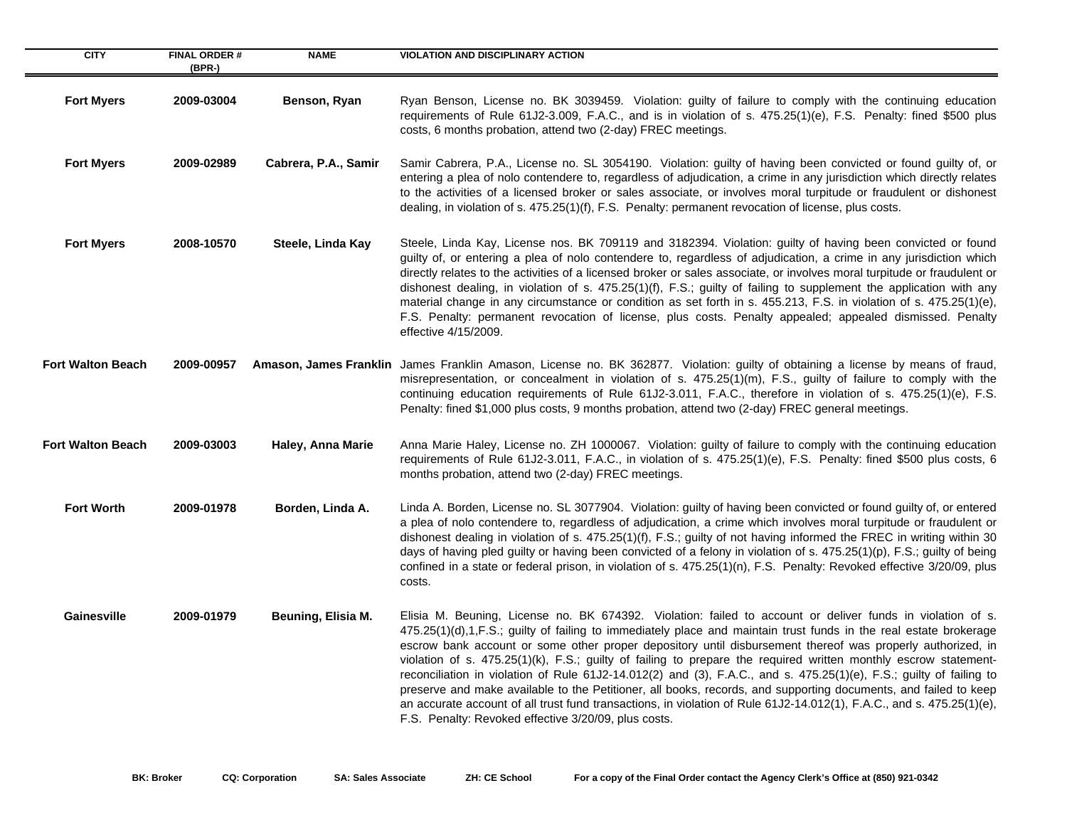| CITY | FINAL ORDER # (BPR-) | NAME | VIOLATION AND DISCIPLINARY ACTION |
| --- | --- | --- | --- |
| Fort Myers | 2009-03004 | Benson, Ryan | Ryan Benson, License no. BK 3039459. Violation: guilty of failure to comply with the continuing education requirements of Rule 61J2-3.009, F.A.C., and is in violation of s. 475.25(1)(e), F.S. Penalty: fined $500 plus costs, 6 months probation, attend two (2-day) FREC meetings. |
| Fort Myers | 2009-02989 | Cabrera, P.A., Samir | Samir Cabrera, P.A., License no. SL 3054190. Violation: guilty of having been convicted or found guilty of, or entering a plea of nolo contendere to, regardless of adjudication, a crime in any jurisdiction which directly relates to the activities of a licensed broker or sales associate, or involves moral turpitude or fraudulent or dishonest dealing, in violation of s. 475.25(1)(f), F.S. Penalty: permanent revocation of license, plus costs. |
| Fort Myers | 2008-10570 | Steele, Linda Kay | Steele, Linda Kay, License nos. BK 709119 and 3182394. Violation: guilty of having been convicted or found guilty of, or entering a plea of nolo contendere to, regardless of adjudication, a crime in any jurisdiction which directly relates to the activities of a licensed broker or sales associate, or involves moral turpitude or fraudulent or dishonest dealing, in violation of s. 475.25(1)(f), F.S.; guilty of failing to supplement the application with any material change in any circumstance or condition as set forth in s. 455.213, F.S. in violation of s. 475.25(1)(e), F.S. Penalty: permanent revocation of license, plus costs. Penalty appealed; appealed dismissed. Penalty effective 4/15/2009. |
| Fort Walton Beach | 2009-00957 | Amason, James Franklin | James Franklin Amason, License no. BK 362877. Violation: guilty of obtaining a license by means of fraud, misrepresentation, or concealment in violation of s. 475.25(1)(m), F.S., guilty of failure to comply with the continuing education requirements of Rule 61J2-3.011, F.A.C., therefore in violation of s. 475.25(1)(e), F.S. Penalty: fined $1,000 plus costs, 9 months probation, attend two (2-day) FREC general meetings. |
| Fort Walton Beach | 2009-03003 | Haley, Anna Marie | Anna Marie Haley, License no. ZH 1000067. Violation: guilty of failure to comply with the continuing education requirements of Rule 61J2-3.011, F.A.C., in violation of s. 475.25(1)(e), F.S. Penalty: fined $500 plus costs, 6 months probation, attend two (2-day) FREC meetings. |
| Fort Worth | 2009-01978 | Borden, Linda A. | Linda A. Borden, License no. SL 3077904. Violation: guilty of having been convicted or found guilty of, or entered a plea of nolo contendere to, regardless of adjudication, a crime which involves moral turpitude or fraudulent or dishonest dealing in violation of s. 475.25(1)(f), F.S.; guilty of not having informed the FREC in writing within 30 days of having pled guilty or having been convicted of a felony in violation of s. 475.25(1)(p), F.S.; guilty of being confined in a state or federal prison, in violation of s. 475.25(1)(n), F.S. Penalty: Revoked effective 3/20/09, plus costs. |
| Gainesville | 2009-01979 | Beuning, Elisia M. | Elisia M. Beuning, License no. BK 674392. Violation: failed to account or deliver funds in violation of s. 475.25(1)(d),1,F.S.; guilty of failing to immediately place and maintain trust funds in the real estate brokerage escrow bank account or some other proper depository until disbursement thereof was properly authorized, in violation of s. 475.25(1)(k), F.S.; guilty of failing to prepare the required written monthly escrow statement-reconciliation in violation of Rule 61J2-14.012(2) and (3), F.A.C., and s. 475.25(1)(e), F.S.; guilty of failing to preserve and make available to the Petitioner, all books, records, and supporting documents, and failed to keep an accurate account of all trust fund transactions, in violation of Rule 61J2-14.012(1), F.A.C., and s. 475.25(1)(e), F.S. Penalty: Revoked effective 3/20/09, plus costs. |

**BK: Broker** **CQ: Corporation** **SA: Sales Associate** **ZH: CE School** **For a copy of the Final Order contact the Agency Clerk's Office at (850) 921-0342**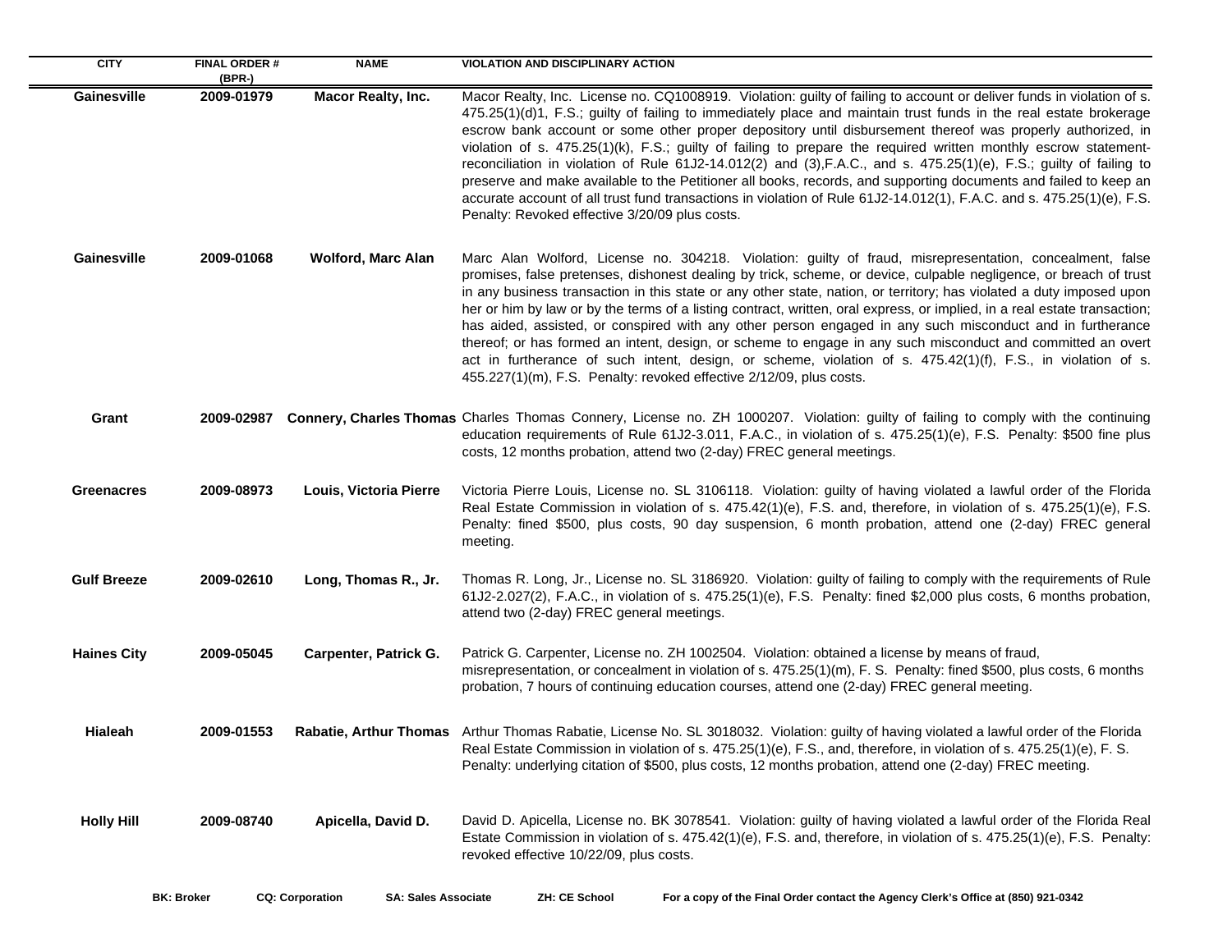| CITY | FINAL ORDER # (BPR-) | NAME | VIOLATION AND DISCIPLINARY ACTION |
|---|---|---|---|
| **Gainesville** | **2009-01979** | **Macor Realty, Inc.** | Macor Realty, Inc. License no. CQ1008919. Violation: guilty of failing to account or deliver funds in violation of s. 475.25(1)(d)1, F.S.; guilty of failing to immediately place and maintain trust funds in the real estate brokerage escrow bank account or some other proper depository until disbursement thereof was properly authorized, in violation of s. 475.25(1)(k), F.S.; guilty of failing to prepare the required written monthly escrow statement-reconciliation in violation of Rule 61J2-14.012(2) and (3),F.A.C., and s. 475.25(1)(e), F.S.; guilty of failing to preserve and make available to the Petitioner all books, records, and supporting documents and failed to keep an accurate account of all trust fund transactions in violation of Rule 61J2-14.012(1), F.A.C. and s. 475.25(1)(e), F.S. Penalty: Revoked effective 3/20/09 plus costs. |
| **Gainesville** | **2009-01068** | **Wolford, Marc Alan** | Marc Alan Wolford, License no. 304218. Violation: guilty of fraud, misrepresentation, concealment, false promises, false pretenses, dishonest dealing by trick, scheme, or device, culpable negligence, or breach of trust in any business transaction in this state or any other state, nation, or territory; has violated a duty imposed upon her or him by law or by the terms of a listing contract, written, oral express, or implied, in a real estate transaction; has aided, assisted, or conspired with any other person engaged in any such misconduct and in furtherance thereof; or has formed an intent, design, or scheme to engage in any such misconduct and committed an overt act in furtherance of such intent, design, or scheme, violation of s. 475.42(1)(f), F.S., in violation of s. 455.227(1)(m), F.S. Penalty: revoked effective 2/12/09, plus costs. |
| **Grant** | **2009-02987** | **Connery, Charles Thomas** | Charles Thomas Connery, License no. ZH 1000207. Violation: guilty of failing to comply with the continuing education requirements of Rule 61J2-3.011, F.A.C., in violation of s. 475.25(1)(e), F.S. Penalty: $500 fine plus costs, 12 months probation, attend two (2-day) FREC general meetings. |
| **Greenacres** | **2009-08973** | **Louis, Victoria Pierre** | Victoria Pierre Louis, License no. SL 3106118. Violation: guilty of having violated a lawful order of the Florida Real Estate Commission in violation of s. 475.42(1)(e), F.S. and, therefore, in violation of s. 475.25(1)(e), F.S. Penalty: fined $500, plus costs, 90 day suspension, 6 month probation, attend one (2-day) FREC general meeting. |
| **Gulf Breeze** | **2009-02610** | **Long, Thomas R., Jr.** | Thomas R. Long, Jr., License no. SL 3186920. Violation: guilty of failing to comply with the requirements of Rule 61J2-2.027(2), F.A.C., in violation of s. 475.25(1)(e), F.S. Penalty: fined $2,000 plus costs, 6 months probation, attend two (2-day) FREC general meetings. |
| **Haines City** | **2009-05045** | **Carpenter, Patrick G.** | Patrick G. Carpenter, License no. ZH 1002504. Violation: obtained a license by means of fraud, misrepresentation, or concealment in violation of s. 475.25(1)(m), F. S. Penalty: fined $500, plus costs, 6 months probation, 7 hours of continuing education courses, attend one (2-day) FREC general meeting. |
| **Hialeah** | **2009-01553** | **Rabatie, Arthur Thomas** | Arthur Thomas Rabatie, License No. SL 3018032. Violation: guilty of having violated a lawful order of the Florida Real Estate Commission in violation of s. 475.25(1)(e), F.S., and, therefore, in violation of s. 475.25(1)(e), F. S. Penalty: underlying citation of $500, plus costs, 12 months probation, attend one (2-day) FREC meeting. |
| **Holly Hill** | **2009-08740** | **Apicella, David D.** | David D. Apicella, License no. BK 3078541. Violation: guilty of having violated a lawful order of the Florida Real Estate Commission in violation of s. 475.42(1)(e), F.S. and, therefore, in violation of s. 475.25(1)(e), F.S. Penalty: revoked effective 10/22/09, plus costs. |

**BK: Broker** **CQ: Corporation** **SA: Sales Associate** **ZH: CE School** **For a copy of the Final Order contact the Agency Clerk's Office at (850) 921-0342**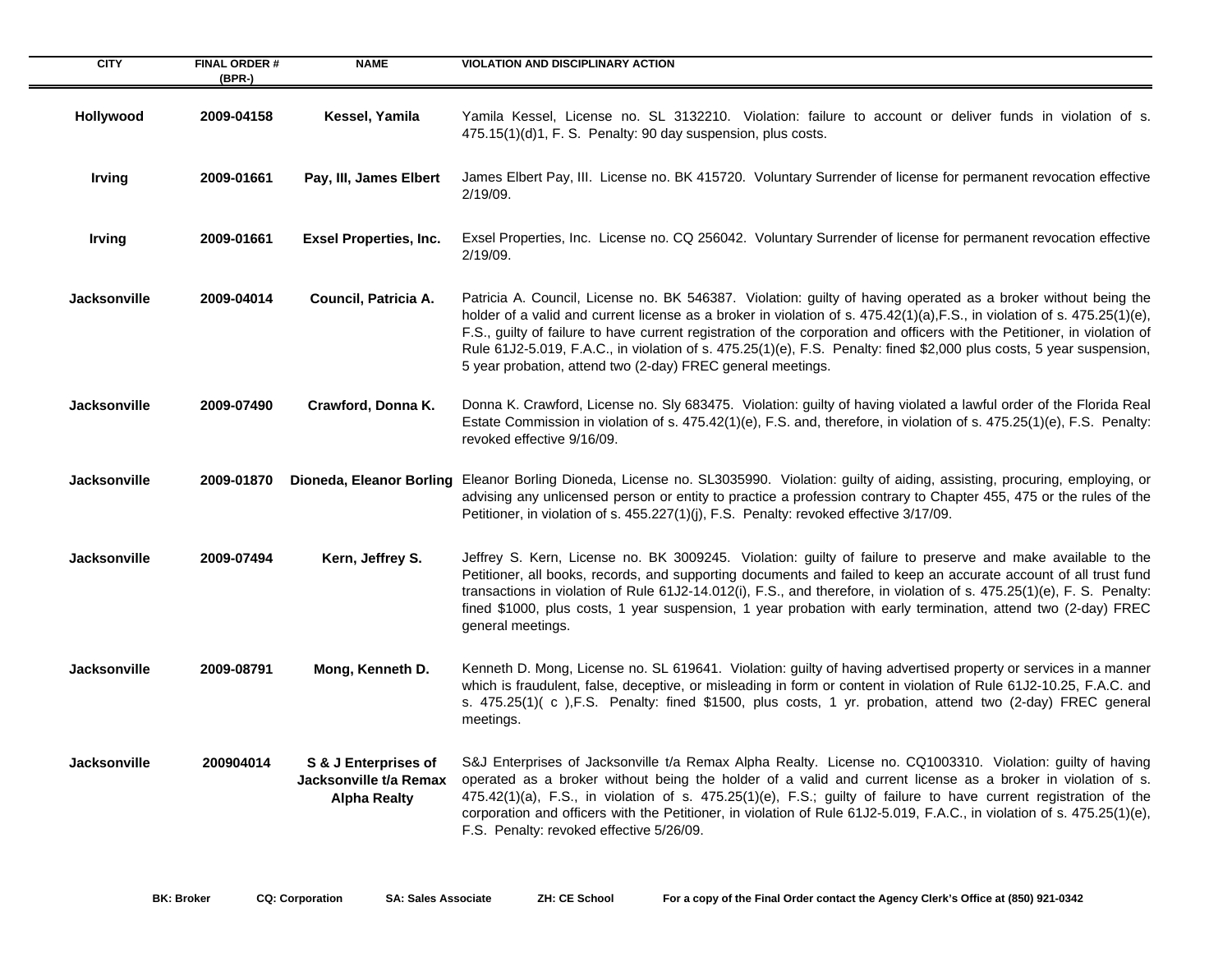| CITY | FINAL ORDER # (BPR-) | NAME | VIOLATION AND DISCIPLINARY ACTION |
|---|---|---|---|
| **Hollywood** | **2009-04158** | **Kessel, Yamila** | Yamila Kessel, License no. SL 3132210. Violation: failure to account or deliver funds in violation of s. 475.15(1)(d)1, F. S. Penalty: 90 day suspension, plus costs. |
| **Irving** | **2009-01661** | **Pay, III, James Elbert** | James Elbert Pay, III. License no. BK 415720. Voluntary Surrender of license for permanent revocation effective 2/19/09. |
| **Irving** | **2009-01661** | **Exsel Properties, Inc.** | Exsel Properties, Inc. License no. CQ 256042. Voluntary Surrender of license for permanent revocation effective 2/19/09. |
| **Jacksonville** | **2009-04014** | **Council, Patricia A.** | Patricia A. Council, License no. BK 546387. Violation: guilty of having operated as a broker without being the holder of a valid and current license as a broker in violation of s. 475.42(1)(a),F.S., in violation of s. 475.25(1)(e), F.S., guilty of failure to have current registration of the corporation and officers with the Petitioner, in violation of Rule 61J2-5.019, F.A.C., in violation of s. 475.25(1)(e), F.S. Penalty: fined $2,000 plus costs, 5 year suspension, 5 year probation, attend two (2-day) FREC general meetings. |
| **Jacksonville** | **2009-07490** | **Crawford, Donna K.** | Donna K. Crawford, License no. Sly 683475. Violation: guilty of having violated a lawful order of the Florida Real Estate Commission in violation of s. 475.42(1)(e), F.S. and, therefore, in violation of s. 475.25(1)(e), F.S. Penalty: revoked effective 9/16/09. |
| **Jacksonville** | **2009-01870** | **Dioneda, Eleanor Borling** | Eleanor Borling Dioneda, License no. SL3035990. Violation: guilty of aiding, assisting, procuring, employing, or advising any unlicensed person or entity to practice a profession contrary to Chapter 455, 475 or the rules of the Petitioner, in violation of s. 455.227(1)(j), F.S. Penalty: revoked effective 3/17/09. |
| **Jacksonville** | **2009-07494** | **Kern, Jeffrey S.** | Jeffrey S. Kern, License no. BK 3009245. Violation: guilty of failure to preserve and make available to the Petitioner, all books, records, and supporting documents and failed to keep an accurate account of all trust fund transactions in violation of Rule 61J2-14.012(i), F.S., and therefore, in violation of s. 475.25(1)(e), F. S. Penalty: fined $1000, plus costs, 1 year suspension, 1 year probation with early termination, attend two (2-day) FREC general meetings. |
| **Jacksonville** | **2009-08791** | **Mong, Kenneth D.** | Kenneth D. Mong, License no. SL 619641. Violation: guilty of having advertised property or services in a manner which is fraudulent, false, deceptive, or misleading in form or content in violation of Rule 61J2-10.25, F.A.C. and s. 475.25(1)( c ),F.S. Penalty: fined $1500, plus costs, 1 yr. probation, attend two (2-day) FREC general meetings. |
| **Jacksonville** | **200904014** | **S & J Enterprises of Jacksonville t/a Remax Alpha Realty** | S&J Enterprises of Jacksonville t/a Remax Alpha Realty. License no. CQ1003310. Violation: guilty of having operated as a broker without being the holder of a valid and current license as a broker in violation of s. 475.42(1)(a), F.S., in violation of s. 475.25(1)(e), F.S.; guilty of failure to have current registration of the corporation and officers with the Petitioner, in violation of Rule 61J2-5.019, F.A.C., in violation of s. 475.25(1)(e), F.S. Penalty: revoked effective 5/26/09. |

**BK: Broker** **CQ: Corporation** **SA: Sales Associate** **ZH: CE School** **For a copy of the Final Order contact the Agency Clerk's Office at (850) 921-0342**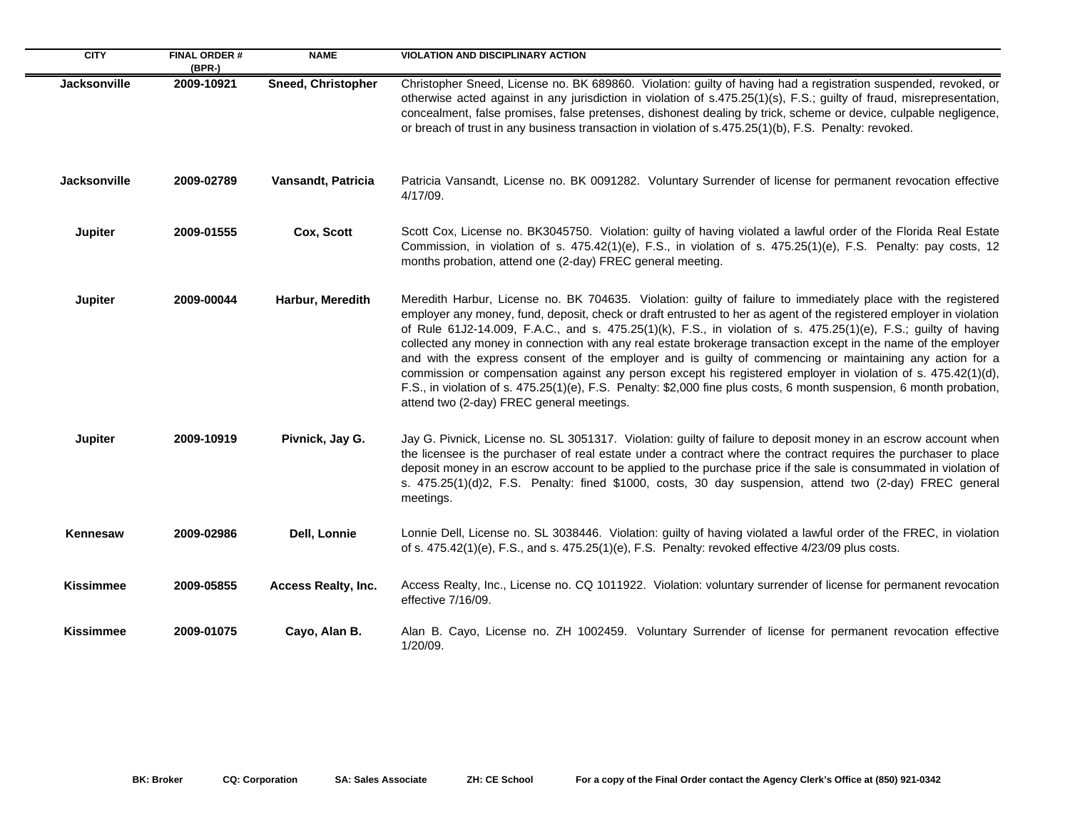| CITY | FINAL ORDER # (BPR-) | NAME | VIOLATION AND DISCIPLINARY ACTION |
|---|---|---|---|
| Jacksonville | 2009-10921 | Sneed, Christopher | Christopher Sneed, License no. BK 689860. Violation: guilty of having had a registration suspended, revoked, or otherwise acted against in any jurisdiction in violation of s.475.25(1)(s), F.S.; guilty of fraud, misrepresentation, concealment, false promises, false pretenses, dishonest dealing by trick, scheme or device, culpable negligence, or breach of trust in any business transaction in violation of s.475.25(1)(b), F.S. Penalty: revoked. |
| Jacksonville | 2009-02789 | Vansandt, Patricia | Patricia Vansandt, License no. BK 0091282. Voluntary Surrender of license for permanent revocation effective 4/17/09. |
| Jupiter | 2009-01555 | Cox, Scott | Scott Cox, License no. BK3045750. Violation: guilty of having violated a lawful order of the Florida Real Estate Commission, in violation of s. 475.42(1)(e), F.S., in violation of s. 475.25(1)(e), F.S. Penalty: pay costs, 12 months probation, attend one (2-day) FREC general meeting. |
| Jupiter | 2009-00044 | Harbur, Meredith | Meredith Harbur, License no. BK 704635. Violation: guilty of failure to immediately place with the registered employer any money, fund, deposit, check or draft entrusted to her as agent of the registered employer in violation of Rule 61J2-14.009, F.A.C., and s. 475.25(1)(k), F.S., in violation of s. 475.25(1)(e), F.S.; guilty of having collected any money in connection with any real estate brokerage transaction except in the name of the employer and with the express consent of the employer and is guilty of commencing or maintaining any action for a commission or compensation against any person except his registered employer in violation of s. 475.42(1)(d), F.S., in violation of s. 475.25(1)(e), F.S. Penalty: $2,000 fine plus costs, 6 month suspension, 6 month probation, attend two (2-day) FREC general meetings. |
| Jupiter | 2009-10919 | Pivnick, Jay G. | Jay G. Pivnick, License no. SL 3051317. Violation: guilty of failure to deposit money in an escrow account when the licensee is the purchaser of real estate under a contract where the contract requires the purchaser to place deposit money in an escrow account to be applied to the purchase price if the sale is consummated in violation of s. 475.25(1)(d)2, F.S. Penalty: fined $1000, costs, 30 day suspension, attend two (2-day) FREC general meetings. |
| Kennesaw | 2009-02986 | Dell, Lonnie | Lonnie Dell, License no. SL 3038446. Violation: guilty of having violated a lawful order of the FREC, in violation of s. 475.42(1)(e), F.S., and s. 475.25(1)(e), F.S. Penalty: revoked effective 4/23/09 plus costs. |
| Kissimmee | 2009-05855 | Access Realty, Inc. | Access Realty, Inc., License no. CQ 1011922. Violation: voluntary surrender of license for permanent revocation effective 7/16/09. |
| Kissimmee | 2009-01075 | Cayo, Alan B. | Alan B. Cayo, License no. ZH 1002459. Voluntary Surrender of license for permanent revocation effective 1/20/09. |

**BK: Broker** **CQ: Corporation** **SA: Sales Associate** **ZH: CE School** **For a copy of the Final Order contact the Agency Clerk's Office at (850) 921-0342**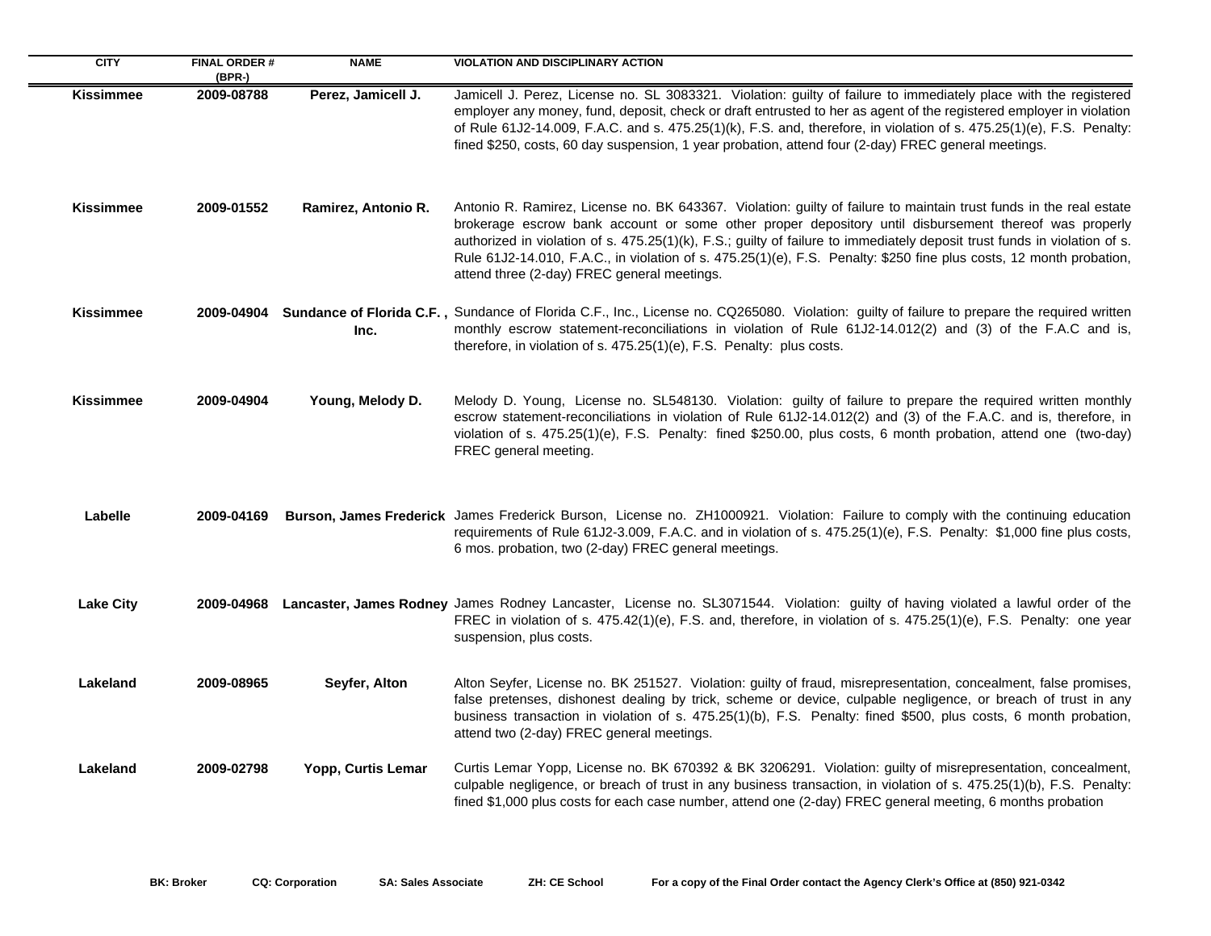| CITY | FINAL ORDER # (BPR-) | NAME | VIOLATION AND DISCIPLINARY ACTION |
|---|---|---|---|
| Kissimmee | 2009-08788 | Perez, Jamicell J. | Jamicell J. Perez, License no. SL 3083321. Violation: guilty of failure to immediately place with the registered employer any money, fund, deposit, check or draft entrusted to her as agent of the registered employer in violation of Rule 61J2-14.009, F.A.C. and s. 475.25(1)(k), F.S. and, therefore, in violation of s. 475.25(1)(e), F.S. Penalty: fined $250, costs, 60 day suspension, 1 year probation, attend four (2-day) FREC general meetings. |
| Kissimmee | 2009-01552 | Ramirez, Antonio R. | Antonio R. Ramirez, License no. BK 643367. Violation: guilty of failure to maintain trust funds in the real estate brokerage escrow bank account or some other proper depository until disbursement thereof was properly authorized in violation of s. 475.25(1)(k), F.S.; guilty of failure to immediately deposit trust funds in violation of s. Rule 61J2-14.010, F.A.C., in violation of s. 475.25(1)(e), F.S. Penalty: $250 fine plus costs, 12 month probation, attend three (2-day) FREC general meetings. |
| Kissimmee | 2009-04904 | Sundance of Florida C.F., Inc. | Sundance of Florida C.F., Inc., License no. CQ265080. Violation: guilty of failure to prepare the required written monthly escrow statement-reconciliations in violation of Rule 61J2-14.012(2) and (3) of the F.A.C and is, therefore, in violation of s. 475.25(1)(e), F.S. Penalty: plus costs. |
| Kissimmee | 2009-04904 | Young, Melody D. | Melody D. Young, License no. SL548130. Violation: guilty of failure to prepare the required written monthly escrow statement-reconciliations in violation of Rule 61J2-14.012(2) and (3) of the F.A.C. and is, therefore, in violation of s. 475.25(1)(e), F.S. Penalty: fined $250.00, plus costs, 6 month probation, attend one (two-day) FREC general meeting. |
| Labelle | 2009-04169 | Burson, James Frederick | James Frederick Burson, License no. ZH1000921. Violation: Failure to comply with the continuing education requirements of Rule 61J2-3.009, F.A.C. and in violation of s. 475.25(1)(e), F.S. Penalty: $1,000 fine plus costs, 6 mos. probation, two (2-day) FREC general meetings. |
| Lake City | 2009-04968 | Lancaster, James Rodney | James Rodney Lancaster, License no. SL3071544. Violation: guilty of having violated a lawful order of the FREC in violation of s. 475.42(1)(e), F.S. and, therefore, in violation of s. 475.25(1)(e), F.S. Penalty: one year suspension, plus costs. |
| Lakeland | 2009-08965 | Seyfer, Alton | Alton Seyfer, License no. BK 251527. Violation: guilty of fraud, misrepresentation, concealment, false promises, false pretenses, dishonest dealing by trick, scheme or device, culpable negligence, or breach of trust in any business transaction in violation of s. 475.25(1)(b), F.S. Penalty: fined $500, plus costs, 6 month probation, attend two (2-day) FREC general meetings. |
| Lakeland | 2009-02798 | Yopp, Curtis Lemar | Curtis Lemar Yopp, License no. BK 670392 & BK 3206291. Violation: guilty of misrepresentation, concealment, culpable negligence, or breach of trust in any business transaction, in violation of s. 475.25(1)(b), F.S. Penalty: fined $1,000 plus costs for each case number, attend one (2-day) FREC general meeting, 6 months probation |

**BK: Broker** **CQ: Corporation** **SA: Sales Associate** **ZH: CE School** **For a copy of the Final Order contact the Agency Clerk's Office at (850) 921-0342**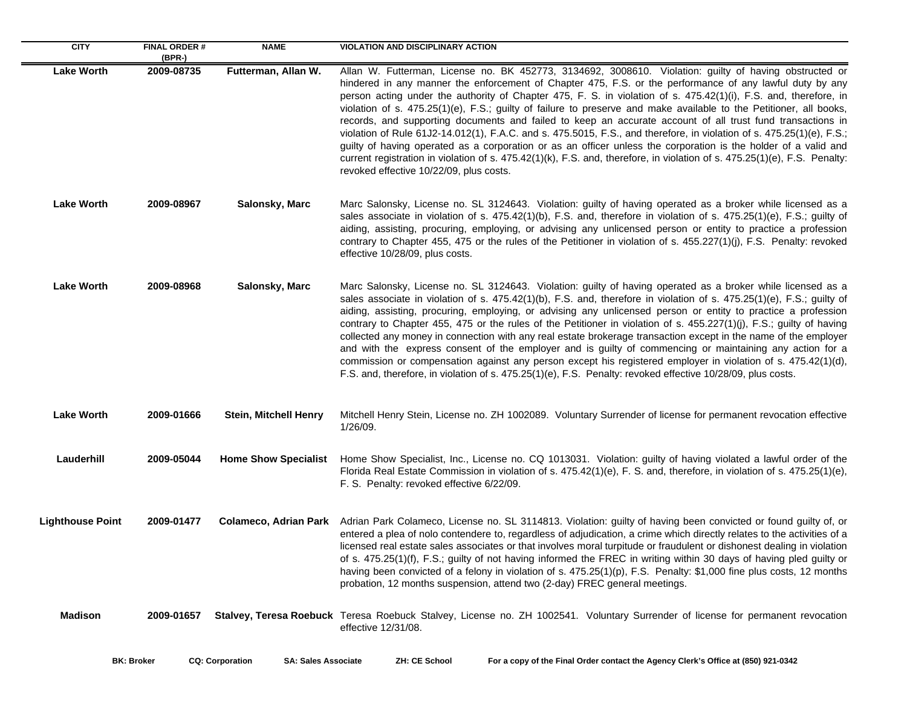| CITY | FINAL ORDER # (BPR-) | NAME | VIOLATION AND DISCIPLINARY ACTION |
|---|---|---|---|
| **Lake Worth** | **2009-08735** | **Futterman, Allan W.** | Allan W. Futterman, License no. BK 452773, 3134692, 3008610. Violation: guilty of having obstructed or hindered in any manner the enforcement of Chapter 475, F.S. or the performance of any lawful duty by any person acting under the authority of Chapter 475, F. S. in violation of s. 475.42(1)(i), F.S. and, therefore, in violation of s. 475.25(1)(e), F.S.; guilty of failure to preserve and make available to the Petitioner, all books, records, and supporting documents and failed to keep an accurate account of all trust fund transactions in violation of Rule 61J2-14.012(1), F.A.C. and s. 475.5015, F.S., and therefore, in violation of s. 475.25(1)(e), F.S.; guilty of having operated as a corporation or as an officer unless the corporation is the holder of a valid and current registration in violation of s. 475.42(1)(k), F.S. and, therefore, in violation of s. 475.25(1)(e), F.S. Penalty: revoked effective 10/22/09, plus costs. |
| **Lake Worth** | **2009-08967** | **Salonsky, Marc** | Marc Salonsky, License no. SL 3124643. Violation: guilty of having operated as a broker while licensed as a sales associate in violation of s. 475.42(1)(b), F.S. and, therefore in violation of s. 475.25(1)(e), F.S.; guilty of aiding, assisting, procuring, employing, or advising any unlicensed person or entity to practice a profession contrary to Chapter 455, 475 or the rules of the Petitioner in violation of s. 455.227(1)(j), F.S. Penalty: revoked effective 10/28/09, plus costs. |
| **Lake Worth** | **2009-08968** | **Salonsky, Marc** | Marc Salonsky, License no. SL 3124643. Violation: guilty of having operated as a broker while licensed as a sales associate in violation of s. 475.42(1)(b), F.S. and, therefore in violation of s. 475.25(1)(e), F.S.; guilty of aiding, assisting, procuring, employing, or advising any unlicensed person or entity to practice a profession contrary to Chapter 455, 475 or the rules of the Petitioner in violation of s. 455.227(1)(j), F.S.; guilty of having collected any money in connection with any real estate brokerage transaction except in the name of the employer and with the express consent of the employer and is guilty of commencing or maintaining any action for a commission or compensation against any person except his registered employer in violation of s. 475.42(1)(d), F.S. and, therefore, in violation of s. 475.25(1)(e), F.S. Penalty: revoked effective 10/28/09, plus costs. |
| **Lake Worth** | **2009-01666** | **Stein, Mitchell Henry** | Mitchell Henry Stein, License no. ZH 1002089. Voluntary Surrender of license for permanent revocation effective 1/26/09. |
| **Lauderhill** | **2009-05044** | **Home Show Specialist** | Home Show Specialist, Inc., License no. CQ 1013031. Violation: guilty of having violated a lawful order of the Florida Real Estate Commission in violation of s. 475.42(1)(e), F. S. and, therefore, in violation of s. 475.25(1)(e), F. S. Penalty: revoked effective 6/22/09. |
| **Lighthouse Point** | **2009-01477** | **Colameco, Adrian Park** | Adrian Park Colameco, License no. SL 3114813. Violation: guilty of having been convicted or found guilty of, or entered a plea of nolo contendere to, regardless of adjudication, a crime which directly relates to the activities of a licensed real estate sales associates or that involves moral turpitude or fraudulent or dishonest dealing in violation of s. 475.25(1)(f), F.S.; guilty of not having informed the FREC in writing within 30 days of having pled guilty or having been convicted of a felony in violation of s. 475.25(1)(p), F.S. Penalty: $1,000 fine plus costs, 12 months probation, 12 months suspension, attend two (2-day) FREC general meetings. |
| **Madison** | **2009-01657** | **Stalvey, Teresa Roebuck** | Teresa Roebuck Stalvey, License no. ZH 1002541. Voluntary Surrender of license for permanent revocation effective 12/31/08. |

**BK: Broker** **CQ: Corporation** **SA: Sales Associate** **ZH: CE School** **For a copy of the Final Order contact the Agency Clerk's Office at (850) 921-0342**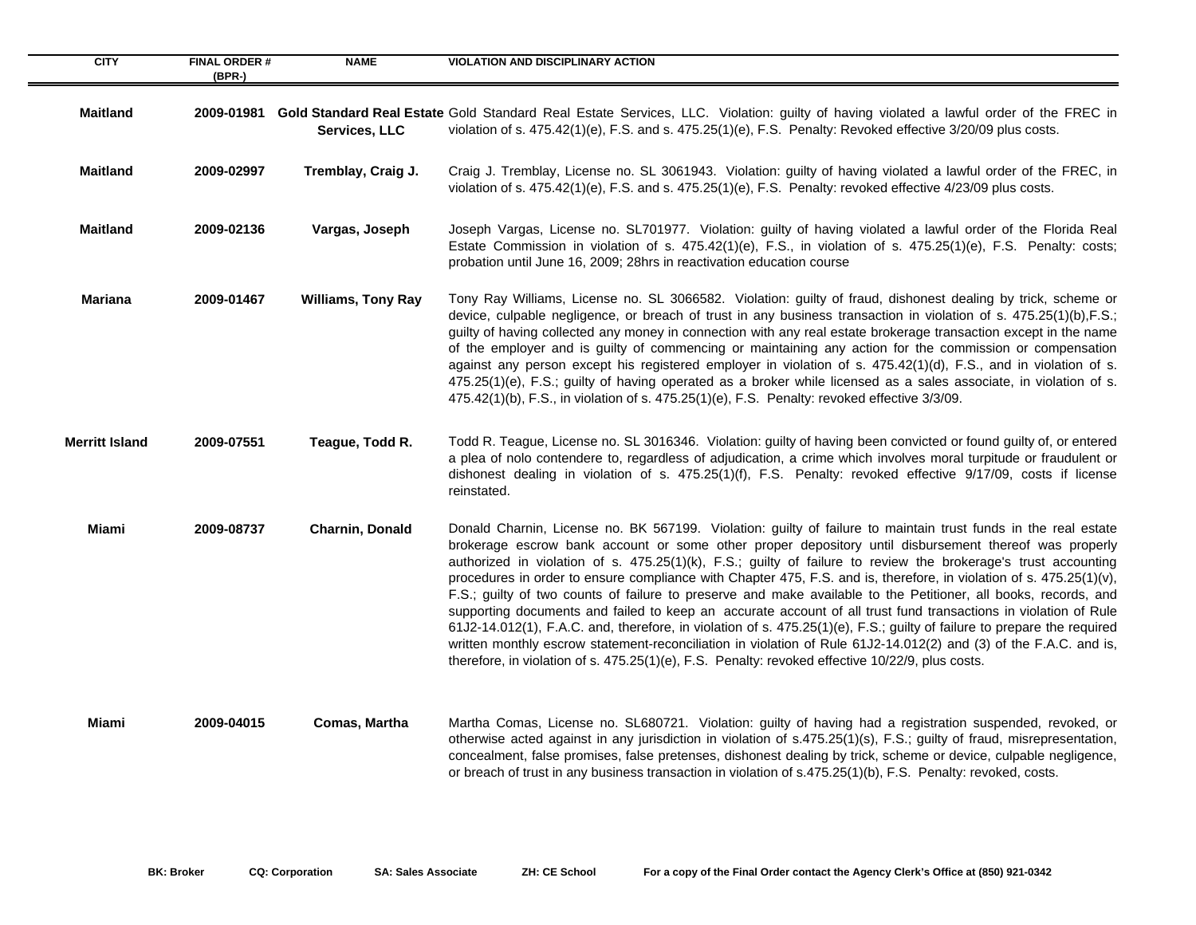| CITY | FINAL ORDER # (BPR-) | NAME | VIOLATION AND DISCIPLINARY ACTION |
|---|---|---|---|
| **Maitland** | **2009-01981** | **Gold Standard Real Estate Services, LLC** | Gold Standard Real Estate Services, LLC. Violation: guilty of having violated a lawful order of the FREC in violation of s. 475.42(1)(e), F.S. and s. 475.25(1)(e), F.S. Penalty: Revoked effective 3/20/09 plus costs. |
| **Maitland** | **2009-02997** | **Tremblay, Craig J.** | Craig J. Tremblay, License no. SL 3061943. Violation: guilty of having violated a lawful order of the FREC, in violation of s. 475.42(1)(e), F.S. and s. 475.25(1)(e), F.S. Penalty: revoked effective 4/23/09 plus costs. |
| **Maitland** | **2009-02136** | **Vargas, Joseph** | Joseph Vargas, License no. SL701977. Violation: guilty of having violated a lawful order of the Florida Real Estate Commission in violation of s. 475.42(1)(e), F.S., in violation of s. 475.25(1)(e), F.S. Penalty: costs; probation until June 16, 2009; 28hrs in reactivation education course |
| **Mariana** | **2009-01467** | **Williams, Tony Ray** | Tony Ray Williams, License no. SL 3066582. Violation: guilty of fraud, dishonest dealing by trick, scheme or device, culpable negligence, or breach of trust in any business transaction in violation of s. 475.25(1)(b),F.S.; guilty of having collected any money in connection with any real estate brokerage transaction except in the name of the employer and is guilty of commencing or maintaining any action for the commission or compensation against any person except his registered employer in violation of s. 475.42(1)(d), F.S., and in violation of s. 475.25(1)(e), F.S.; guilty of having operated as a broker while licensed as a sales associate, in violation of s. 475.42(1)(b), F.S., in violation of s. 475.25(1)(e), F.S. Penalty: revoked effective 3/3/09. |
| **Merritt Island** | **2009-07551** | **Teague, Todd R.** | Todd R. Teague, License no. SL 3016346. Violation: guilty of having been convicted or found guilty of, or entered a plea of nolo contendere to, regardless of adjudication, a crime which involves moral turpitude or fraudulent or dishonest dealing in violation of s. 475.25(1)(f), F.S. Penalty: revoked effective 9/17/09, costs if license reinstated. |
| **Miami** | **2009-08737** | **Charnin, Donald** | Donald Charnin, License no. BK 567199. Violation: guilty of failure to maintain trust funds in the real estate brokerage escrow bank account or some other proper depository until disbursement thereof was properly authorized in violation of s. 475.25(1)(k), F.S.; guilty of failure to review the brokerage's trust accounting procedures in order to ensure compliance with Chapter 475, F.S. and is, therefore, in violation of s. 475.25(1)(v), F.S.; guilty of two counts of failure to preserve and make available to the Petitioner, all books, records, and supporting documents and failed to keep an accurate account of all trust fund transactions in violation of Rule 61J2-14.012(1), F.A.C. and, therefore, in violation of s. 475.25(1)(e), F.S.; guilty of failure to prepare the required written monthly escrow statement-reconciliation in violation of Rule 61J2-14.012(2) and (3) of the F.A.C. and is, therefore, in violation of s. 475.25(1)(e), F.S. Penalty: revoked effective 10/22/9, plus costs. |
| **Miami** | **2009-04015** | **Comas, Martha** | Martha Comas, License no. SL680721. Violation: guilty of having had a registration suspended, revoked, or otherwise acted against in any jurisdiction in violation of s.475.25(1)(s), F.S.; guilty of fraud, misrepresentation, concealment, false promises, false pretenses, dishonest dealing by trick, scheme or device, culpable negligence, or breach of trust in any business transaction in violation of s.475.25(1)(b), F.S. Penalty: revoked, costs. |

**BK: Broker** **CQ: Corporation** **SA: Sales Associate** **ZH: CE School** **For a copy of the Final Order contact the Agency Clerk's Office at (850) 921-0342**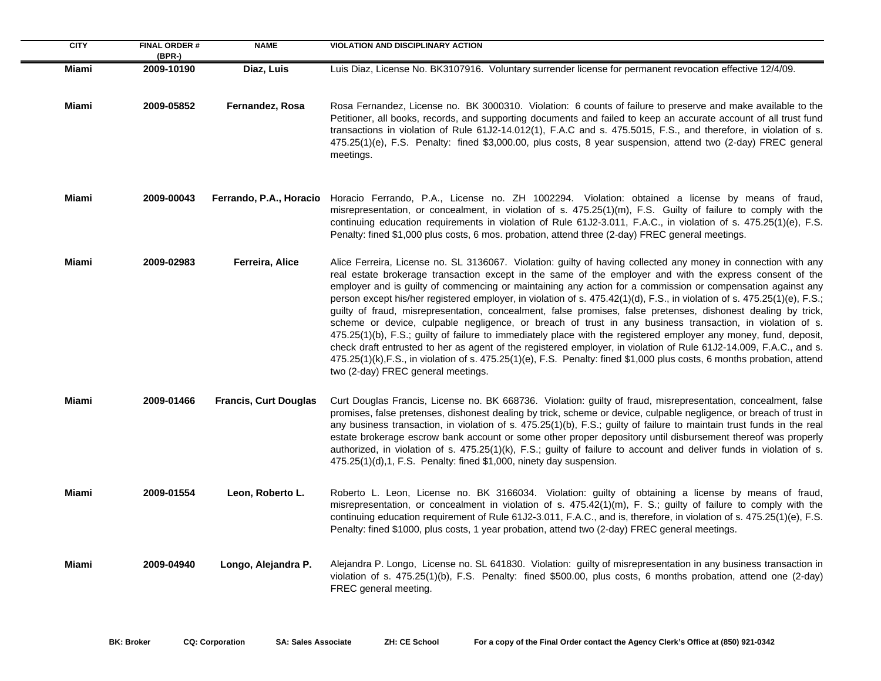| CITY | FINAL ORDER # (BPR-) | NAME | VIOLATION AND DISCIPLINARY ACTION |
|---|---|---|---|
| **Miami** | **2009-10190** | **Diaz, Luis** | Luis Diaz, License No. BK3107916. Voluntary surrender license for permanent revocation effective 12/4/09. |
| **Miami** | **2009-05852** | **Fernandez, Rosa** | Rosa Fernandez, License no. BK 3000310. Violation: 6 counts of failure to preserve and make available to the Petitioner, all books, records, and supporting documents and failed to keep an accurate account of all trust fund transactions in violation of Rule 61J2-14.012(1), F.A.C and s. 475.5015, F.S., and therefore, in violation of s. 475.25(1)(e), F.S. Penalty: fined $3,000.00, plus costs, 8 year suspension, attend two (2-day) FREC general meetings. |
| **Miami** | **2009-00043** | **Ferrando, P.A., Horacio** | Horacio Ferrando, P.A., License no. ZH 1002294. Violation: obtained a license by means of fraud, misrepresentation, or concealment, in violation of s. 475.25(1)(m), F.S. Guilty of failure to comply with the continuing education requirements in violation of Rule 61J2-3.011, F.A.C., in violation of s. 475.25(1)(e), F.S. Penalty: fined $1,000 plus costs, 6 mos. probation, attend three (2-day) FREC general meetings. |
| **Miami** | **2009-02983** | **Ferreira, Alice** | Alice Ferreira, License no. SL 3136067. Violation: guilty of having collected any money in connection with any real estate brokerage transaction except in the same of the employer and with the express consent of the employer and is guilty of commencing or maintaining any action for a commission or compensation against any person except his/her registered employer, in violation of s. 475.42(1)(d), F.S., in violation of s. 475.25(1)(e), F.S.; guilty of fraud, misrepresentation, concealment, false promises, false pretenses, dishonest dealing by trick, scheme or device, culpable negligence, or breach of trust in any business transaction, in violation of s. 475.25(1)(b), F.S.; guilty of failure to immediately place with the registered employer any money, fund, deposit, check draft entrusted to her as agent of the registered employer, in violation of Rule 61J2-14.009, F.A.C., and s. 475.25(1)(k),F.S., in violation of s. 475.25(1)(e), F.S. Penalty: fined $1,000 plus costs, 6 months probation, attend two (2-day) FREC general meetings. |
| **Miami** | **2009-01466** | **Francis, Curt Douglas** | Curt Douglas Francis, License no. BK 668736. Violation: guilty of fraud, misrepresentation, concealment, false promises, false pretenses, dishonest dealing by trick, scheme or device, culpable negligence, or breach of trust in any business transaction, in violation of s. 475.25(1)(b), F.S.; guilty of failure to maintain trust funds in the real estate brokerage escrow bank account or some other proper depository until disbursement thereof was properly authorized, in violation of s. 475.25(1)(k), F.S.; guilty of failure to account and deliver funds in violation of s. 475.25(1)(d),1, F.S. Penalty: fined $1,000, ninety day suspension. |
| **Miami** | **2009-01554** | **Leon, Roberto L.** | Roberto L. Leon, License no. BK 3166034. Violation: guilty of obtaining a license by means of fraud, misrepresentation, or concealment in violation of s. 475.42(1)(m), F. S.; guilty of failure to comply with the continuing education requirement of Rule 61J2-3.011, F.A.C., and is, therefore, in violation of s. 475.25(1)(e), F.S. Penalty: fined $1000, plus costs, 1 year probation, attend two (2-day) FREC general meetings. |
| **Miami** | **2009-04940** | **Longo, Alejandra P.** | Alejandra P. Longo, License no. SL 641830. Violation: guilty of misrepresentation in any business transaction in violation of s. 475.25(1)(b), F.S. Penalty: fined $500.00, plus costs, 6 months probation, attend one (2-day) FREC general meeting. |

**BK: Broker** **CQ: Corporation** **SA: Sales Associate** **ZH: CE School** **For a copy of the Final Order contact the Agency Clerk's Office at (850) 921-0342**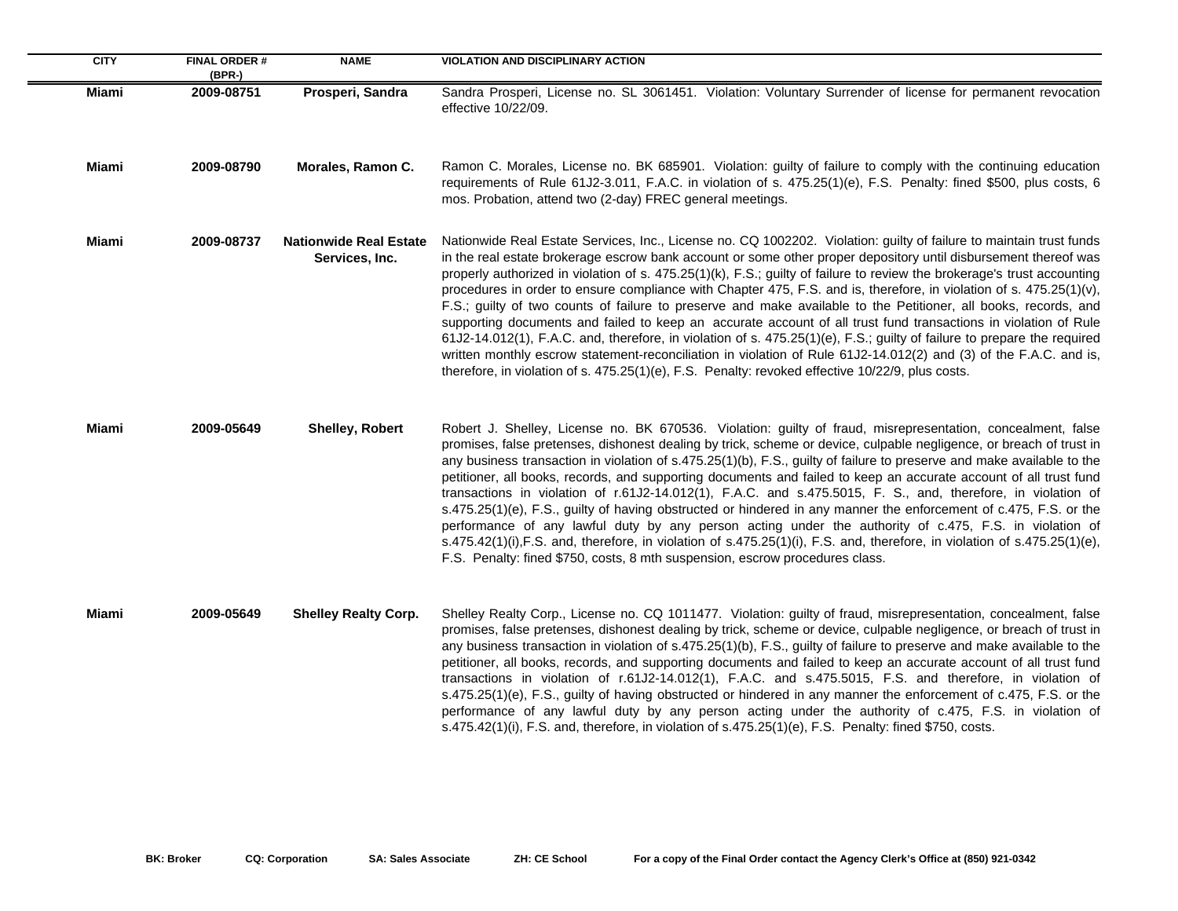| CITY | FINAL ORDER # (BPR-) | NAME | VIOLATION AND DISCIPLINARY ACTION |
|---|---|---|---|
| **Miami** | **2009-08751** | **Prosperi, Sandra** | Sandra Prosperi, License no. SL 3061451. Violation: Voluntary Surrender of license for permanent revocation effective 10/22/09. |
| **Miami** | **2009-08790** | **Morales, Ramon C.** | Ramon C. Morales, License no. BK 685901. Violation: guilty of failure to comply with the continuing education requirements of Rule 61J2-3.011, F.A.C. in violation of s. 475.25(1)(e), F.S. Penalty: fined $500, plus costs, 6 mos. Probation, attend two (2-day) FREC general meetings. |
| **Miami** | **2009-08737** | **Nationwide Real Estate Services, Inc.** | Nationwide Real Estate Services, Inc., License no. CQ 1002202. Violation: guilty of failure to maintain trust funds in the real estate brokerage escrow bank account or some other proper depository until disbursement thereof was properly authorized in violation of s. 475.25(1)(k), F.S.; guilty of failure to review the brokerage's trust accounting procedures in order to ensure compliance with Chapter 475, F.S. and is, therefore, in violation of s. 475.25(1)(v), F.S.; guilty of two counts of failure to preserve and make available to the Petitioner, all books, records, and supporting documents and failed to keep an accurate account of all trust fund transactions in violation of Rule 61J2-14.012(1), F.A.C. and, therefore, in violation of s. 475.25(1)(e), F.S.; guilty of failure to prepare the required written monthly escrow statement-reconciliation in violation of Rule 61J2-14.012(2) and (3) of the F.A.C. and is, therefore, in violation of s. 475.25(1)(e), F.S. Penalty: revoked effective 10/22/9, plus costs. |
| **Miami** | **2009-05649** | **Shelley, Robert** | Robert J. Shelley, License no. BK 670536. Violation: guilty of fraud, misrepresentation, concealment, false promises, false pretenses, dishonest dealing by trick, scheme or device, culpable negligence, or breach of trust in any business transaction in violation of s.475.25(1)(b), F.S., guilty of failure to preserve and make available to the petitioner, all books, records, and supporting documents and failed to keep an accurate account of all trust fund transactions in violation of r.61J2-14.012(1), F.A.C. and s.475.5015, F. S., and, therefore, in violation of s.475.25(1)(e), F.S., guilty of having obstructed or hindered in any manner the enforcement of c.475, F.S. or the performance of any lawful duty by any person acting under the authority of c.475, F.S. in violation of s.475.42(1)(i),F.S. and, therefore, in violation of s.475.25(1)(i), F.S. and, therefore, in violation of s.475.25(1)(e), F.S. Penalty: fined $750, costs, 8 mth suspension, escrow procedures class. |
| **Miami** | **2009-05649** | **Shelley Realty Corp.** | Shelley Realty Corp., License no. CQ 1011477. Violation: guilty of fraud, misrepresentation, concealment, false promises, false pretenses, dishonest dealing by trick, scheme or device, culpable negligence, or breach of trust in any business transaction in violation of s.475.25(1)(b), F.S., guilty of failure to preserve and make available to the petitioner, all books, records, and supporting documents and failed to keep an accurate account of all trust fund transactions in violation of r.61J2-14.012(1), F.A.C. and s.475.5015, F.S. and therefore, in violation of s.475.25(1)(e), F.S., guilty of having obstructed or hindered in any manner the enforcement of c.475, F.S. or the performance of any lawful duty by any person acting under the authority of c.475, F.S. in violation of s.475.42(1)(i), F.S. and, therefore, in violation of s.475.25(1)(e), F.S. Penalty: fined $750, costs. |

**BK: Broker** **CQ: Corporation** **SA: Sales Associate** **ZH: CE School** **For a copy of the Final Order contact the Agency Clerk's Office at (850) 921-0342**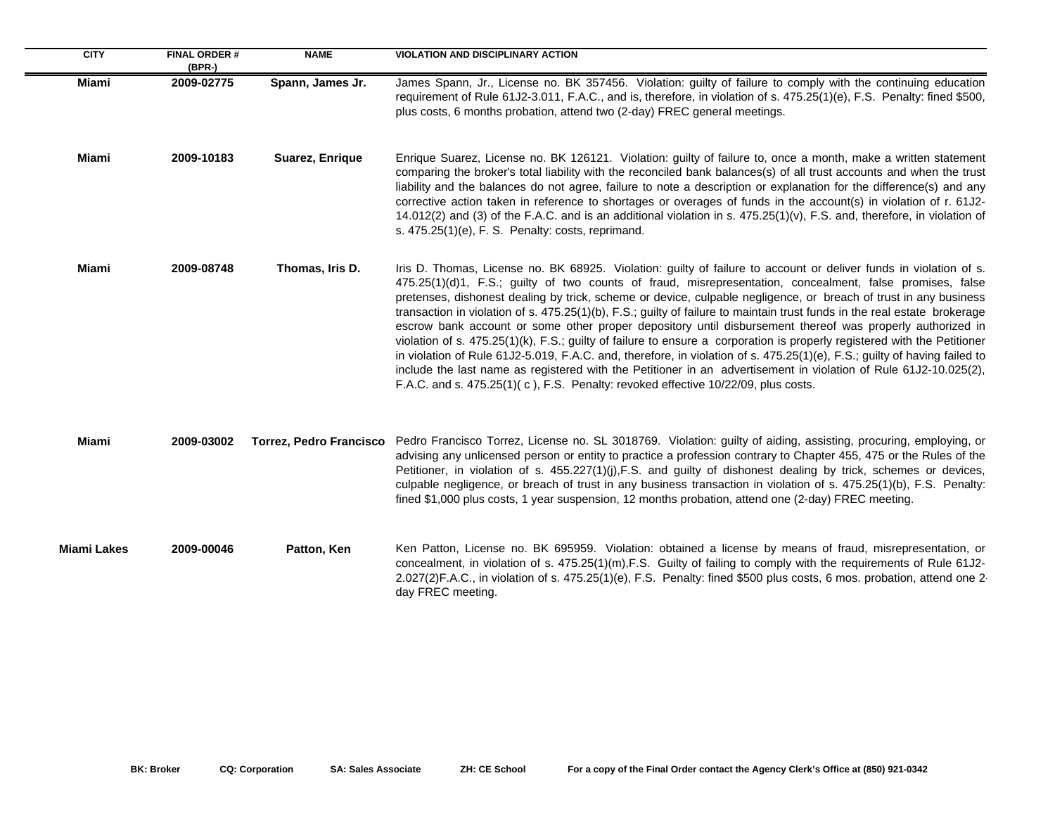| CITY | FINAL ORDER # (BPR-) | NAME | VIOLATION AND DISCIPLINARY ACTION |
|---|---|---|---|
| Miami | 2009-02775 | Spann, James Jr. | James Spann, Jr., License no. BK 357456. Violation: guilty of failure to comply with the continuing education requirement of Rule 61J2-3.011, F.A.C., and is, therefore, in violation of s. 475.25(1)(e), F.S. Penalty: fined $500, plus costs, 6 months probation, attend two (2-day) FREC general meetings. |
| Miami | 2009-10183 | Suarez, Enrique | Enrique Suarez, License no. BK 126121. Violation: guilty of failure to, once a month, make a written statement comparing the broker's total liability with the reconciled bank balances(s) of all trust accounts and when the trust liability and the balances do not agree, failure to note a description or explanation for the difference(s) and any corrective action taken in reference to shortages or overages of funds in the account(s) in violation of r. 61J2-14.012(2) and (3) of the F.A.C. and is an additional violation in s. 475.25(1)(v), F.S. and, therefore, in violation of s. 475.25(1)(e), F. S. Penalty: costs, reprimand. |
| Miami | 2009-08748 | Thomas, Iris D. | Iris D. Thomas, License no. BK 68925. Violation: guilty of failure to account or deliver funds in violation of s. 475.25(1)(d)1, F.S.; guilty of two counts of fraud, misrepresentation, concealment, false promises, false pretenses, dishonest dealing by trick, scheme or device, culpable negligence, or breach of trust in any business transaction in violation of s. 475.25(1)(b), F.S.; guilty of failure to maintain trust funds in the real estate brokerage escrow bank account or some other proper depository until disbursement thereof was properly authorized in violation of s. 475.25(1)(k), F.S.; guilty of failure to ensure a corporation is properly registered with the Petitioner in violation of Rule 61J2-5.019, F.A.C. and, therefore, in violation of s. 475.25(1)(e), F.S.; guilty of having failed to include the last name as registered with the Petitioner in an advertisement in violation of Rule 61J2-10.025(2), F.A.C. and s. 475.25(1)( c ), F.S. Penalty: revoked effective 10/22/09, plus costs. |
| Miami | 2009-03002 | Torrez, Pedro Francisco | Pedro Francisco Torrez, License no. SL 3018769. Violation: guilty of aiding, assisting, procuring, employing, or advising any unlicensed person or entity to practice a profession contrary to Chapter 455, 475 or the Rules of the Petitioner, in violation of s. 455.227(1)(j),F.S. and guilty of dishonest dealing by trick, schemes or devices, culpable negligence, or breach of trust in any business transaction in violation of s. 475.25(1)(b), F.S. Penalty: fined $1,000 plus costs, 1 year suspension, 12 months probation, attend one (2-day) FREC meeting. |
| Miami Lakes | 2009-00046 | Patton, Ken | Ken Patton, License no. BK 695959. Violation: obtained a license by means of fraud, misrepresentation, or concealment, in violation of s. 475.25(1)(m),F.S. Guilty of failing to comply with the requirements of Rule 61J2-2.027(2)F.A.C., in violation of s. 475.25(1)(e), F.S. Penalty: fined $500 plus costs, 6 mos. probation, attend one 2-day FREC meeting. |

**BK: Broker** **CQ: Corporation** **SA: Sales Associate** **ZH: CE School** **For a copy of the Final Order contact the Agency Clerk's Office at (850) 921-0342**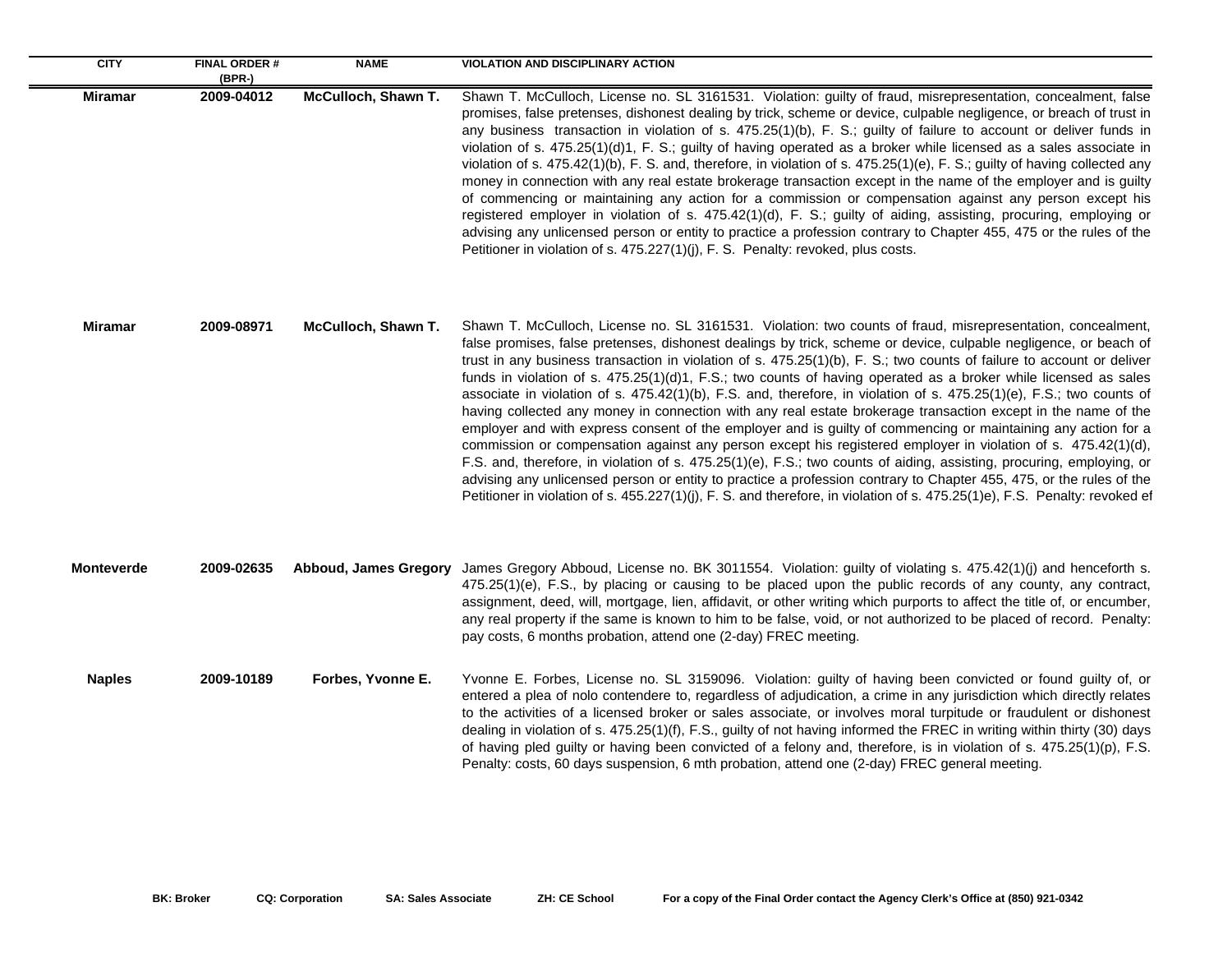| CITY | FINAL ORDER # (BPR-) | NAME | VIOLATION AND DISCIPLINARY ACTION |
|---|---|---|---|
| **Miramar** | **2009-04012** | **McCulloch, Shawn T.** | Shawn T. McCulloch, License no. SL 3161531. Violation: guilty of fraud, misrepresentation, concealment, false promises, false pretenses, dishonest dealing by trick, scheme or device, culpable negligence, or breach of trust in any business transaction in violation of s. 475.25(1)(b), F. S.; guilty of failure to account or deliver funds in violation of s. 475.25(1)(d)1, F. S.; guilty of having operated as a broker while licensed as a sales associate in violation of s. 475.42(1)(b), F. S. and, therefore, in violation of s. 475.25(1)(e), F. S.; guilty of having collected any money in connection with any real estate brokerage transaction except in the name of the employer and is guilty of commencing or maintaining any action for a commission or compensation against any person except his registered employer in violation of s. 475.42(1)(d), F. S.; guilty of aiding, assisting, procuring, employing or advising any unlicensed person or entity to practice a profession contrary to Chapter 455, 475 or the rules of the Petitioner in violation of s. 475.227(1)(j), F. S. Penalty: revoked, plus costs. |
| **Miramar** | **2009-08971** | **McCulloch, Shawn T.** | Shawn T. McCulloch, License no. SL 3161531. Violation: two counts of fraud, misrepresentation, concealment, false promises, false pretenses, dishonest dealings by trick, scheme or device, culpable negligence, or beach of trust in any business transaction in violation of s. 475.25(1)(b), F. S.; two counts of failure to account or deliver funds in violation of s. 475.25(1)(d)1, F.S.; two counts of having operated as a broker while licensed as sales associate in violation of s. 475.42(1)(b), F.S. and, therefore, in violation of s. 475.25(1)(e), F.S.; two counts of having collected any money in connection with any real estate brokerage transaction except in the name of the employer and with express consent of the employer and is guilty of commencing or maintaining any action for a commission or compensation against any person except his registered employer in violation of s. 475.42(1)(d), F.S. and, therefore, in violation of s. 475.25(1)(e), F.S.; two counts of aiding, assisting, procuring, employing, or advising any unlicensed person or entity to practice a profession contrary to Chapter 455, 475, or the rules of the Petitioner in violation of s. 455.227(1)(j), F. S. and therefore, in violation of s. 475.25(1e), F.S. Penalty: revoked ef |
| **Monteverde** | **2009-02635** | **Abboud, James Gregory** | James Gregory Abboud, License no. BK 3011554. Violation: guilty of violating s. 475.42(1)(j) and henceforth s. 475.25(1)(e), F.S., by placing or causing to be placed upon the public records of any county, any contract, assignment, deed, will, mortgage, lien, affidavit, or other writing which purports to affect the title of, or encumber, any real property if the same is known to him to be false, void, or not authorized to be placed of record. Penalty: pay costs, 6 months probation, attend one (2-day) FREC meeting. |
| **Naples** | **2009-10189** | **Forbes, Yvonne E.** | Yvonne E. Forbes, License no. SL 3159096. Violation: guilty of having been convicted or found guilty of, or entered a plea of nolo contendere to, regardless of adjudication, a crime in any jurisdiction which directly relates to the activities of a licensed broker or sales associate, or involves moral turpitude or fraudulent or dishonest dealing in violation of s. 475.25(1)(f), F.S., guilty of not having informed the FREC in writing within thirty (30) days of having pled guilty or having been convicted of a felony and, therefore, is in violation of s. 475.25(1)(p), F.S. Penalty: costs, 60 days suspension, 6 mth probation, attend one (2-day) FREC general meeting. |

**BK: Broker** **CQ: Corporation** **SA: Sales Associate** **ZH: CE School** **For a copy of the Final Order contact the Agency Clerk's Office at (850) 921-0342**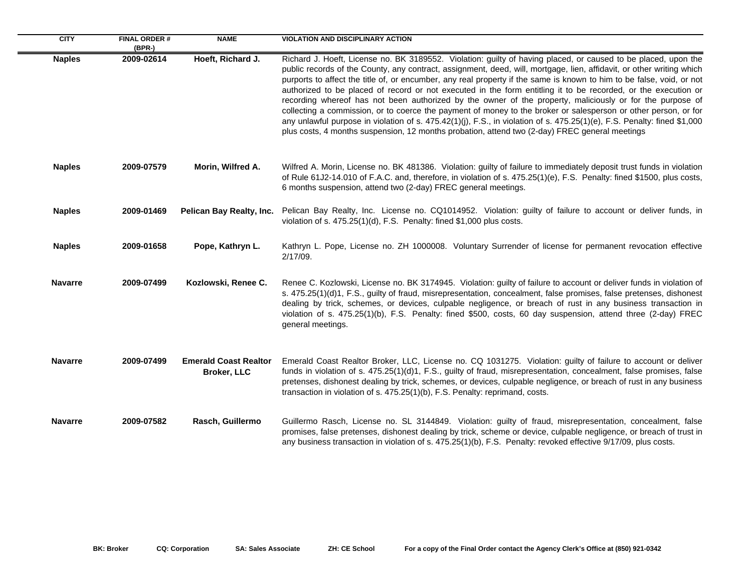| CITY | FINAL ORDER # (BPR-) | NAME | VIOLATION AND DISCIPLINARY ACTION |
|---|---|---|---|
| **Naples** | **2009-02614** | **Hoeft, Richard J.** | Richard J. Hoeft, License no. BK 3189552. Violation: guilty of having placed, or caused to be placed, upon the public records of the County, any contract, assignment, deed, will, mortgage, lien, affidavit, or other writing which purports to affect the title of, or encumber, any real property if the same is known to him to be false, void, or not authorized to be placed of record or not executed in the form entitling it to be recorded, or the execution or recording whereof has not been authorized by the owner of the property, maliciously or for the purpose of collecting a commission, or to coerce the payment of money to the broker or salesperson or other person, or for any unlawful purpose in violation of s. 475.42(1)(j), F.S., in violation of s. 475.25(1)(e), F.S. Penalty: fined $1,000 plus costs, 4 months suspension, 12 months probation, attend two (2-day) FREC general meetings |
| **Naples** | **2009-07579** | **Morin, Wilfred A.** | Wilfred A. Morin, License no. BK 481386. Violation: guilty of failure to immediately deposit trust funds in violation of Rule 61J2-14.010 of F.A.C. and, therefore, in violation of s. 475.25(1)(e), F.S. Penalty: fined $1500, plus costs, 6 months suspension, attend two (2-day) FREC general meetings. |
| **Naples** | **2009-01469** | **Pelican Bay Realty, Inc.** | Pelican Bay Realty, Inc. License no. CQ1014952. Violation: guilty of failure to account or deliver funds, in violation of s. 475.25(1)(d), F.S. Penalty: fined $1,000 plus costs. |
| **Naples** | **2009-01658** | **Pope, Kathryn L.** | Kathryn L. Pope, License no. ZH 1000008. Voluntary Surrender of license for permanent revocation effective 2/17/09. |
| **Navarre** | **2009-07499** | **Kozlowski, Renee C.** | Renee C. Kozlowski, License no. BK 3174945. Violation: guilty of failure to account or deliver funds in violation of s. 475.25(1)(d)1, F.S., guilty of fraud, misrepresentation, concealment, false promises, false pretenses, dishonest dealing by trick, schemes, or devices, culpable negligence, or breach of rust in any business transaction in violation of s. 475.25(1)(b), F.S. Penalty: fined $500, costs, 60 day suspension, attend three (2-day) FREC general meetings. |
| **Navarre** | **2009-07499** | **Emerald Coast Realtor Broker, LLC** | Emerald Coast Realtor Broker, LLC, License no. CQ 1031275. Violation: guilty of failure to account or deliver funds in violation of s. 475.25(1)(d)1, F.S., guilty of fraud, misrepresentation, concealment, false promises, false pretenses, dishonest dealing by trick, schemes, or devices, culpable negligence, or breach of rust in any business transaction in violation of s. 475.25(1)(b), F.S. Penalty: reprimand, costs. |
| **Navarre** | **2009-07582** | **Rasch, Guillermo** | Guillermo Rasch, License no. SL 3144849. Violation: guilty of fraud, misrepresentation, concealment, false promises, false pretenses, dishonest dealing by trick, scheme or device, culpable negligence, or breach of trust in any business transaction in violation of s. 475.25(1)(b), F.S. Penalty: revoked effective 9/17/09, plus costs. |

**BK: Broker** **CQ: Corporation** **SA: Sales Associate** **ZH: CE School** **For a copy of the Final Order contact the Agency Clerk's Office at (850) 921-0342**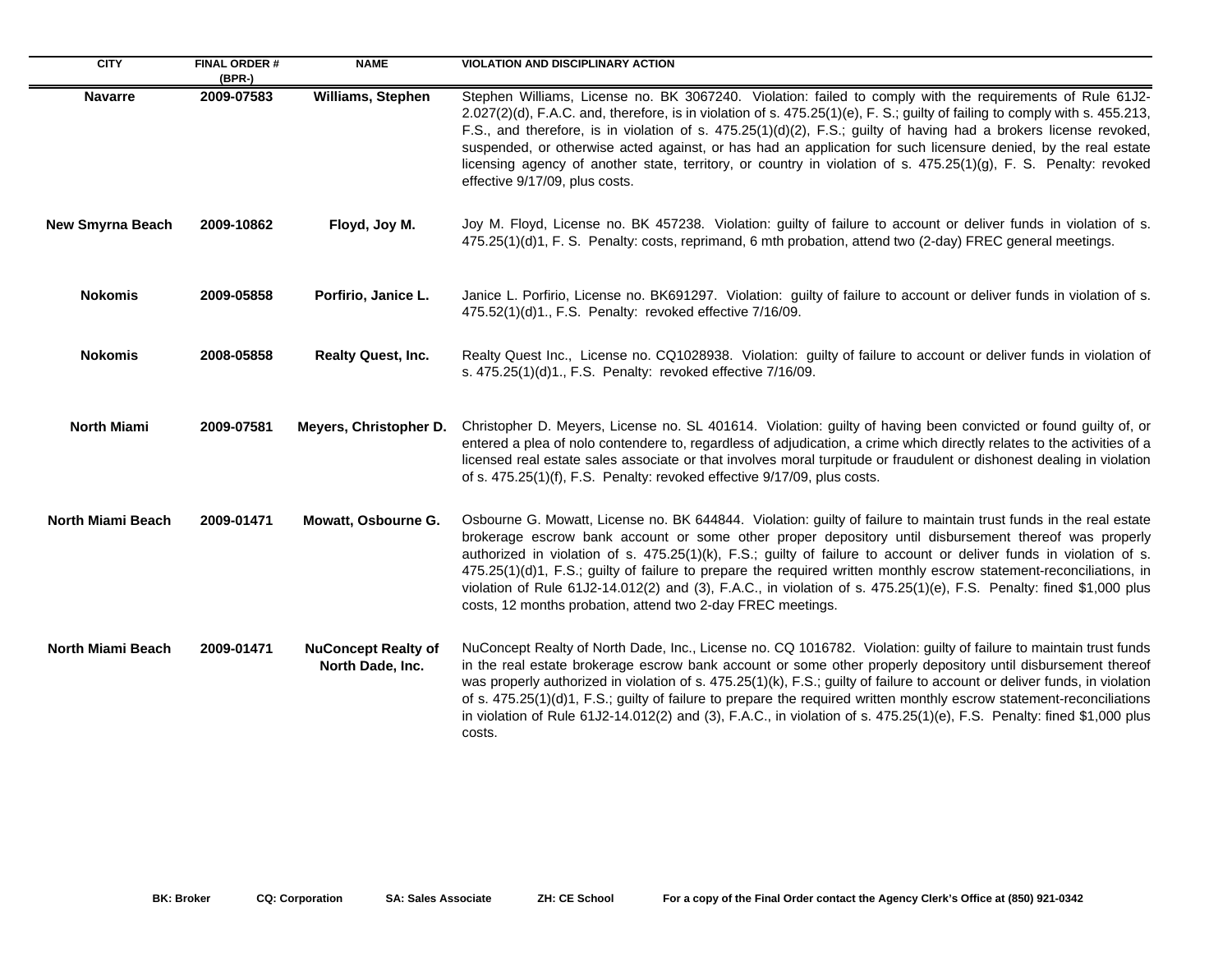| CITY | FINAL ORDER # (BPR-) | NAME | VIOLATION AND DISCIPLINARY ACTION |
|---|---|---|---|
| **Navarre** | **2009-07583** | **Williams, Stephen** | Stephen Williams, License no. BK 3067240. Violation: failed to comply with the requirements of Rule 61J2-2.027(2)(d), F.A.C. and, therefore, is in violation of s. 475.25(1)(e), F. S.; guilty of failing to comply with s. 455.213, F.S., and therefore, is in violation of s. 475.25(1)(d)(2), F.S.; guilty of having had a brokers license revoked, suspended, or otherwise acted against, or has had an application for such licensure denied, by the real estate licensing agency of another state, territory, or country in violation of s. 475.25(1)(g), F. S. Penalty: revoked effective 9/17/09, plus costs. |
| **New Smyrna Beach** | **2009-10862** | **Floyd, Joy M.** | Joy M. Floyd, License no. BK 457238. Violation: guilty of failure to account or deliver funds in violation of s. 475.25(1)(d)1, F. S. Penalty: costs, reprimand, 6 mth probation, attend two (2-day) FREC general meetings. |
| **Nokomis** | **2009-05858** | **Porfirio, Janice L.** | Janice L. Porfirio, License no. BK691297. Violation: guilty of failure to account or deliver funds in violation of s. 475.52(1)(d)1., F.S. Penalty: revoked effective 7/16/09. |
| **Nokomis** | **2008-05858** | **Realty Quest, Inc.** | Realty Quest Inc., License no. CQ1028938. Violation: guilty of failure to account or deliver funds in violation of s. 475.25(1)(d)1., F.S. Penalty: revoked effective 7/16/09. |
| **North Miami** | **2009-07581** | **Meyers, Christopher D.** | Christopher D. Meyers, License no. SL 401614. Violation: guilty of having been convicted or found guilty of, or entered a plea of nolo contendere to, regardless of adjudication, a crime which directly relates to the activities of a licensed real estate sales associate or that involves moral turpitude or fraudulent or dishonest dealing in violation of s. 475.25(1)(f), F.S. Penalty: revoked effective 9/17/09, plus costs. |
| **North Miami Beach** | **2009-01471** | **Mowatt, Osbourne G.** | Osbourne G. Mowatt, License no. BK 644844. Violation: guilty of failure to maintain trust funds in the real estate brokerage escrow bank account or some other proper depository until disbursement thereof was properly authorized in violation of s. 475.25(1)(k), F.S.; guilty of failure to account or deliver funds in violation of s. 475.25(1)(d)1, F.S.; guilty of failure to prepare the required written monthly escrow statement-reconciliations, in violation of Rule 61J2-14.012(2) and (3), F.A.C., in violation of s. 475.25(1)(e), F.S. Penalty: fined $1,000 plus costs, 12 months probation, attend two 2-day FREC meetings. |
| **North Miami Beach** | **2009-01471** | **NuConcept Realty of North Dade, Inc.** | NuConcept Realty of North Dade, Inc., License no. CQ 1016782. Violation: guilty of failure to maintain trust funds in the real estate brokerage escrow bank account or some other properly depository until disbursement thereof was properly authorized in violation of s. 475.25(1)(k), F.S.; guilty of failure to account or deliver funds, in violation of s. 475.25(1)(d)1, F.S.; guilty of failure to prepare the required written monthly escrow statement-reconciliations in violation of Rule 61J2-14.012(2) and (3), F.A.C., in violation of s. 475.25(1)(e), F.S. Penalty: fined $1,000 plus costs. |

**BK: Broker** **CQ: Corporation** **SA: Sales Associate** **ZH: CE School** **For a copy of the Final Order contact the Agency Clerk's Office at (850) 921-0342**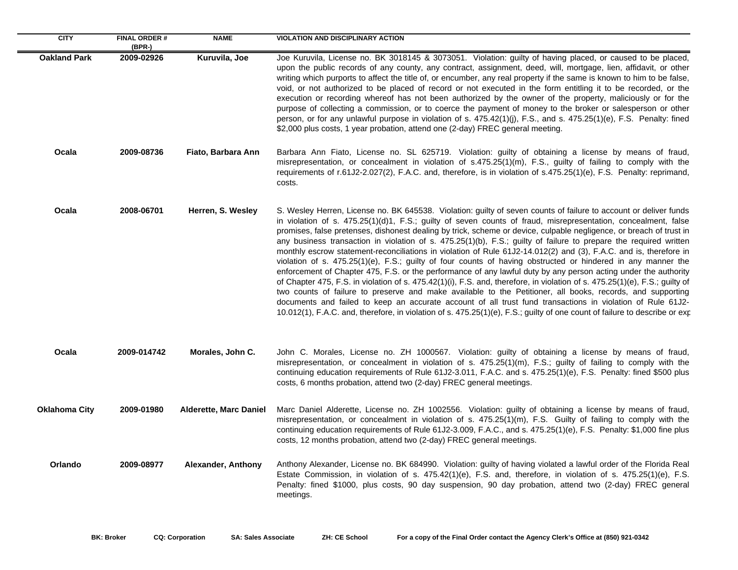| CITY | FINAL ORDER # (BPR-) | NAME | VIOLATION AND DISCIPLINARY ACTION |
|---|---|---|---|
| **Oakland Park** | **2009-02926** | **Kuruvila, Joe** | Joe Kuruvila, License no. BK 3018145 & 3073051. Violation: guilty of having placed, or caused to be placed, upon the public records of any county, any contract, assignment, deed, will, mortgage, lien, affidavit, or other writing which purports to affect the title of, or encumber, any real property if the same is known to him to be false, void, or not authorized to be placed of record or not executed in the form entitling it to be recorded, or the execution or recording whereof has not been authorized by the owner of the property, maliciously or for the purpose of collecting a commission, or to coerce the payment of money to the broker or salesperson or other person, or for any unlawful purpose in violation of s. 475.42(1)(j), F.S., and s. 475.25(1)(e), F.S. Penalty: fined $2,000 plus costs, 1 year probation, attend one (2-day) FREC general meeting. |
| **Ocala** | **2009-08736** | **Fiato, Barbara Ann** | Barbara Ann Fiato, License no. SL 625719. Violation: guilty of obtaining a license by means of fraud, misrepresentation, or concealment in violation of s.475.25(1)(m), F.S., guilty of failing to comply with the requirements of r.61J2-2.027(2), F.A.C. and, therefore, is in violation of s.475.25(1)(e), F.S. Penalty: reprimand, costs. |
| **Ocala** | **2008-06701** | **Herren, S. Wesley** | S. Wesley Herren, License no. BK 645538. Violation: guilty of seven counts of failure to account or deliver funds in violation of s. 475.25(1)(d)1, F.S.; guilty of seven counts of fraud, misrepresentation, concealment, false promises, false pretenses, dishonest dealing by trick, scheme or device, culpable negligence, or breach of trust in any business transaction in violation of s. 475.25(1)(b), F.S.; guilty of failure to prepare the required written monthly escrow statement-reconciliations in violation of Rule 61J2-14.012(2) and (3), F.A.C. and is, therefore in violation of s. 475.25(1)(e), F.S.; guilty of four counts of having obstructed or hindered in any manner the enforcement of Chapter 475, F.S. or the performance of any lawful duty by any person acting under the authority of Chapter 475, F.S. in violation of s. 475.42(1)(i), F.S. and, therefore, in violation of s. 475.25(1)(e), F.S.; guilty of two counts of failure to preserve and make available to the Petitioner, all books, records, and supporting documents and failed to keep an accurate account of all trust fund transactions in violation of Rule 61J2-10.012(1), F.A.C. and, therefore, in violation of s. 475.25(1)(e), F.S.; guilty of one count of failure to describe or exp |
| **Ocala** | **2009-014742** | **Morales, John C.** | John C. Morales, License no. ZH 1000567. Violation: guilty of obtaining a license by means of fraud, misrepresentation, or concealment in violation of s. 475.25(1)(m), F.S.; guilty of failing to comply with the continuing education requirements of Rule 61J2-3.011, F.A.C. and s. 475.25(1)(e), F.S. Penalty: fined $500 plus costs, 6 months probation, attend two (2-day) FREC general meetings. |
| **Oklahoma City** | **2009-01980** | **Alderette, Marc Daniel** | Marc Daniel Alderette, License no. ZH 1002556. Violation: guilty of obtaining a license by means of fraud, misrepresentation, or concealment in violation of s. 475.25(1)(m), F.S. Guilty of failing to comply with the continuing education requirements of Rule 61J2-3.009, F.A.C., and s. 475.25(1)(e), F.S. Penalty: $1,000 fine plus costs, 12 months probation, attend two (2-day) FREC general meetings. |
| **Orlando** | **2009-08977** | **Alexander, Anthony** | Anthony Alexander, License no. BK 684990. Violation: guilty of having violated a lawful order of the Florida Real Estate Commission, in violation of s. 475.42(1)(e), F.S. and, therefore, in violation of s. 475.25(1)(e), F.S. Penalty: fined $1000, plus costs, 90 day suspension, 90 day probation, attend two (2-day) FREC general meetings. |

**BK: Broker** **CQ: Corporation** **SA: Sales Associate** **ZH: CE School** **For a copy of the Final Order contact the Agency Clerk's Office at (850) 921-0342**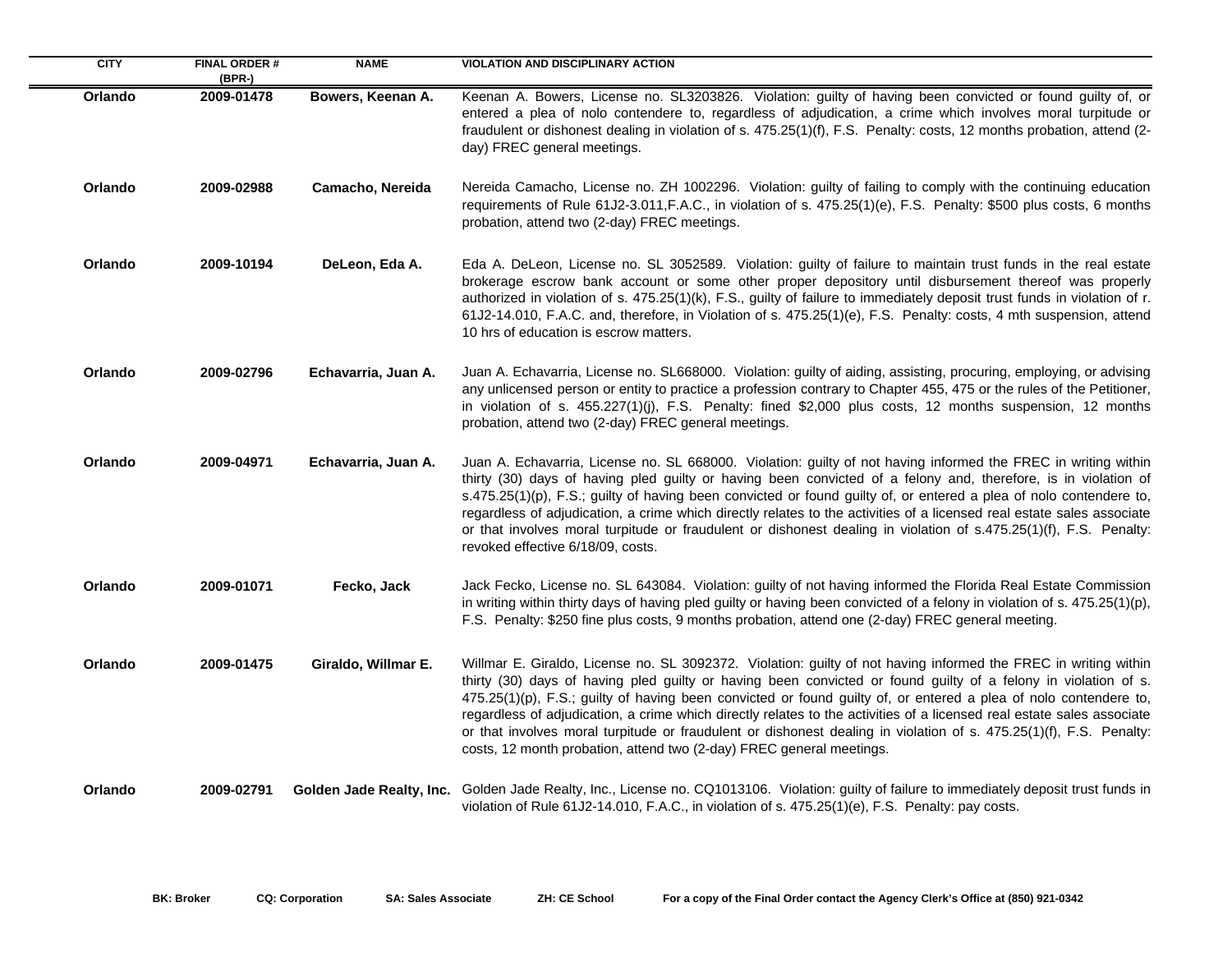| CITY | FINAL ORDER # (BPR-) | NAME | VIOLATION AND DISCIPLINARY ACTION |
|---|---|---|---|
| Orlando | 2009-01478 | Bowers, Keenan A. | Keenan A. Bowers, License no. SL3203826. Violation: guilty of having been convicted or found guilty of, or entered a plea of nolo contendere to, regardless of adjudication, a crime which involves moral turpitude or fraudulent or dishonest dealing in violation of s. 475.25(1)(f), F.S. Penalty: costs, 12 months probation, attend (2-day) FREC general meetings. |
| Orlando | 2009-02988 | Camacho, Nereida | Nereida Camacho, License no. ZH 1002296. Violation: guilty of failing to comply with the continuing education requirements of Rule 61J2-3.011,F.A.C., in violation of s. 475.25(1)(e), F.S. Penalty: $500 plus costs, 6 months probation, attend two (2-day) FREC meetings. |
| Orlando | 2009-10194 | DeLeon, Eda A. | Eda A. DeLeon, License no. SL 3052589. Violation: guilty of failure to maintain trust funds in the real estate brokerage escrow bank account or some other proper depository until disbursement thereof was properly authorized in violation of s. 475.25(1)(k), F.S., guilty of failure to immediately deposit trust funds in violation of r. 61J2-14.010, F.A.C. and, therefore, in Violation of s. 475.25(1)(e), F.S. Penalty: costs, 4 mth suspension, attend 10 hrs of education is escrow matters. |
| Orlando | 2009-02796 | Echavarria, Juan A. | Juan A. Echavarria, License no. SL668000. Violation: guilty of aiding, assisting, procuring, employing, or advising any unlicensed person or entity to practice a profession contrary to Chapter 455, 475 or the rules of the Petitioner, in violation of s. 455.227(1)(j), F.S. Penalty: fined $2,000 plus costs, 12 months suspension, 12 months probation, attend two (2-day) FREC general meetings. |
| Orlando | 2009-04971 | Echavarria, Juan A. | Juan A. Echavarria, License no. SL 668000. Violation: guilty of not having informed the FREC in writing within thirty (30) days of having pled guilty or having been convicted of a felony and, therefore, is in violation of s.475.25(1)(p), F.S.; guilty of having been convicted or found guilty of, or entered a plea of nolo contendere to, regardless of adjudication, a crime which directly relates to the activities of a licensed real estate sales associate or that involves moral turpitude or fraudulent or dishonest dealing in violation of s.475.25(1)(f), F.S. Penalty: revoked effective 6/18/09, costs. |
| Orlando | 2009-01071 | Fecko, Jack | Jack Fecko, License no. SL 643084. Violation: guilty of not having informed the Florida Real Estate Commission in writing within thirty days of having pled guilty or having been convicted of a felony in violation of s. 475.25(1)(p), F.S. Penalty: $250 fine plus costs, 9 months probation, attend one (2-day) FREC general meeting. |
| Orlando | 2009-01475 | Giraldo, Willmar E. | Willmar E. Giraldo, License no. SL 3092372. Violation: guilty of not having informed the FREC in writing within thirty (30) days of having pled guilty or having been convicted or found guilty of a felony in violation of s. 475.25(1)(p), F.S.; guilty of having been convicted or found guilty of, or entered a plea of nolo contendere to, regardless of adjudication, a crime which directly relates to the activities of a licensed real estate sales associate or that involves moral turpitude or fraudulent or dishonest dealing in violation of s. 475.25(1)(f), F.S. Penalty: costs, 12 month probation, attend two (2-day) FREC general meetings. |
| Orlando | 2009-02791 | Golden Jade Realty, Inc. | Golden Jade Realty, Inc., License no. CQ1013106. Violation: guilty of failure to immediately deposit trust funds in violation of Rule 61J2-14.010, F.A.C., in violation of s. 475.25(1)(e), F.S. Penalty: pay costs. |

**BK: Broker** **CQ: Corporation** **SA: Sales Associate** **ZH: CE School** **For a copy of the Final Order contact the Agency Clerk's Office at (850) 921-0342**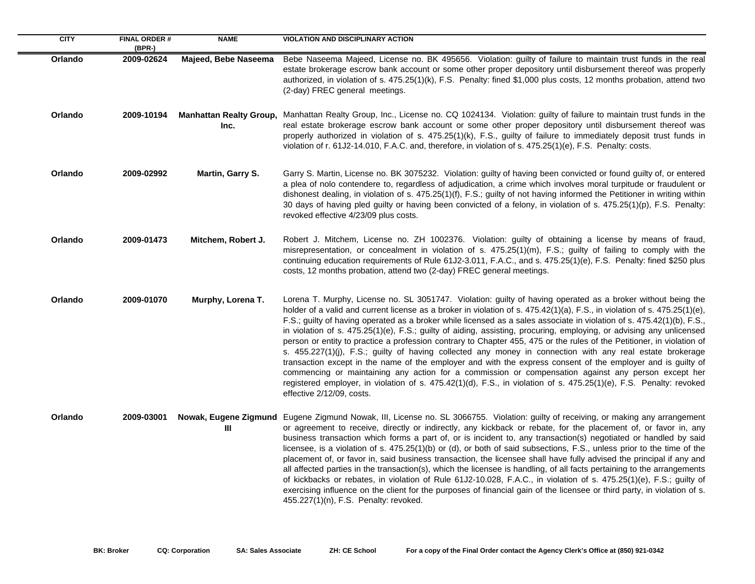| CITY | FINAL ORDER # (BPR-) | NAME | VIOLATION AND DISCIPLINARY ACTION |
|---|---|---|---|
| **Orlando** | **2009-02624** | **Majeed, Bebe Naseema** | Bebe Naseema Majeed, License no. BK 495656. Violation: guilty of failure to maintain trust funds in the real estate brokerage escrow bank account or some other proper depository until disbursement thereof was properly authorized, in violation of s. 475.25(1)(k), F.S. Penalty: fined $1,000 plus costs, 12 months probation, attend two (2-day) FREC general meetings. |
| **Orlando** | **2009-10194** | **Manhattan Realty Group, Inc.** | Manhattan Realty Group, Inc., License no. CQ 1024134. Violation: guilty of failure to maintain trust funds in the real estate brokerage escrow bank account or some other proper depository until disbursement thereof was properly authorized in violation of s. 475.25(1)(k), F.S., guilty of failure to immediately deposit trust funds in violation of r. 61J2-14.010, F.A.C. and, therefore, in violation of s. 475.25(1)(e), F.S. Penalty: costs. |
| **Orlando** | **2009-02992** | **Martin, Garry S.** | Garry S. Martin, License no. BK 3075232. Violation: guilty of having been convicted or found guilty of, or entered a plea of nolo contendere to, regardless of adjudication, a crime which involves moral turpitude or fraudulent or dishonest dealing, in violation of s. 475.25(1)(f), F.S.; guilty of not having informed the Petitioner in writing within 30 days of having pled guilty or having been convicted of a felony, in violation of s. 475.25(1)(p), F.S. Penalty: revoked effective 4/23/09 plus costs. |
| **Orlando** | **2009-01473** | **Mitchem, Robert J.** | Robert J. Mitchem, License no. ZH 1002376. Violation: guilty of obtaining a license by means of fraud, misrepresentation, or concealment in violation of s. 475.25(1)(m), F.S.; guilty of failing to comply with the continuing education requirements of Rule 61J2-3.011, F.A.C., and s. 475.25(1)(e), F.S. Penalty: fined $250 plus costs, 12 months probation, attend two (2-day) FREC general meetings. |
| **Orlando** | **2009-01070** | **Murphy, Lorena T.** | Lorena T. Murphy, License no. SL 3051747. Violation: guilty of having operated as a broker without being the holder of a valid and current license as a broker in violation of s. 475.42(1)(a), F.S., in violation of s. 475.25(1)(e), F.S.; guilty of having operated as a broker while licensed as a sales associate in violation of s. 475.42(1)(b), F.S., in violation of s. 475.25(1)(e), F.S.; guilty of aiding, assisting, procuring, employing, or advising any unlicensed person or entity to practice a profession contrary to Chapter 455, 475 or the rules of the Petitioner, in violation of s. 455.227(1)(j), F.S.; guilty of having collected any money in connection with any real estate brokerage transaction except in the name of the employer and with the express consent of the employer and is guilty of commencing or maintaining any action for a commission or compensation against any person except her registered employer, in violation of s. 475.42(1)(d), F.S., in violation of s. 475.25(1)(e), F.S. Penalty: revoked effective 2/12/09, costs. |
| **Orlando** | **2009-03001** | **Nowak, Eugene Zigmund III** | Eugene Zigmund Nowak, III, License no. SL 3066755. Violation: guilty of receiving, or making any arrangement or agreement to receive, directly or indirectly, any kickback or rebate, for the placement of, or favor in, any business transaction which forms a part of, or is incident to, any transaction(s) negotiated or handled by said licensee, is a violation of s. 475.25(1)(b) or (d), or both of said subsections, F.S., unless prior to the time of the placement of, or favor in, said business transaction, the licensee shall have fully advised the principal if any and all affected parties in the transaction(s), which the licensee is handling, of all facts pertaining to the arrangements of kickbacks or rebates, in violation of Rule 61J2-10.028, F.A.C., in violation of s. 475.25(1)(e), F.S.; guilty of exercising influence on the client for the purposes of financial gain of the licensee or third party, in violation of s. 455.227(1)(n), F.S. Penalty: revoked. |

**BK: Broker** **CQ: Corporation** **SA: Sales Associate** **ZH: CE School** **For a copy of the Final Order contact the Agency Clerk's Office at (850) 921-0342**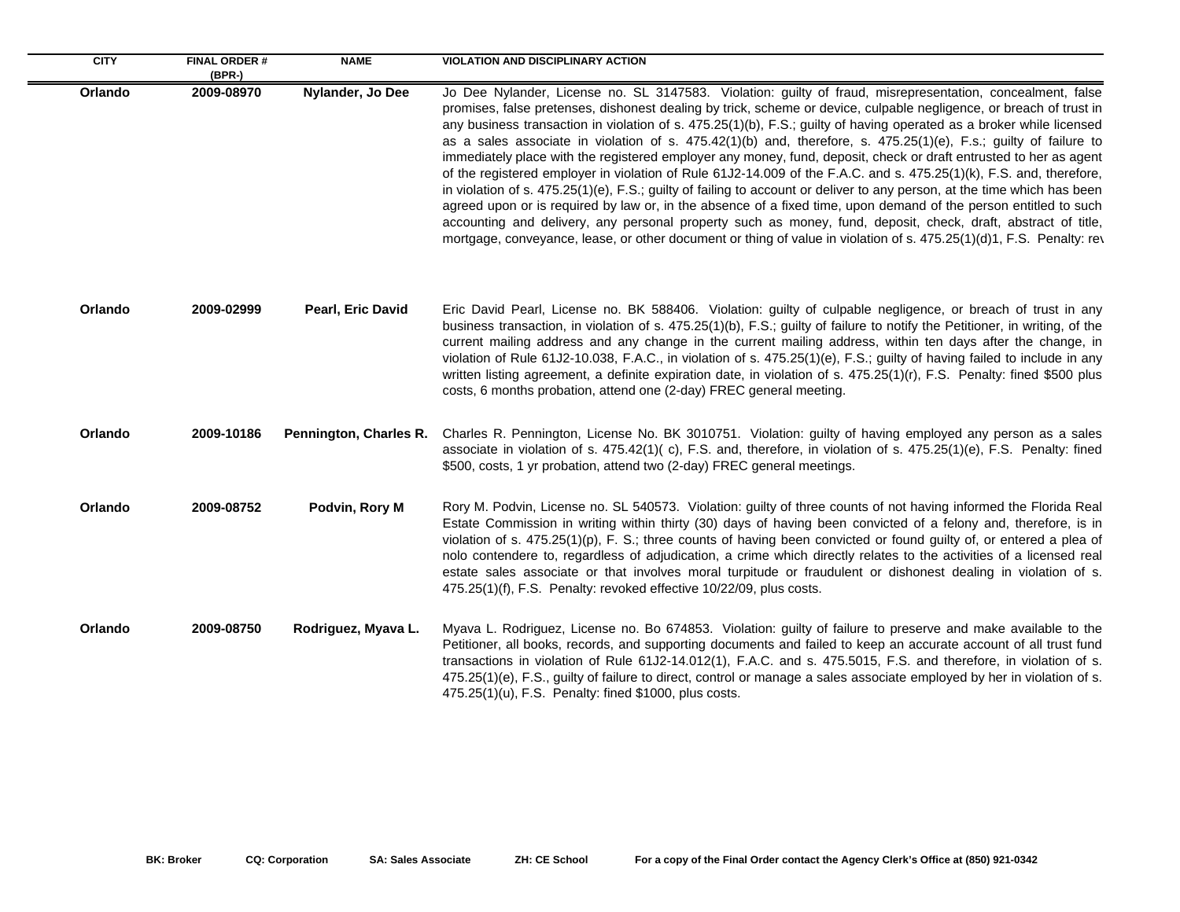| CITY | FINAL ORDER # (BPR-) | NAME | VIOLATION AND DISCIPLINARY ACTION |
|---|---|---|---|
| Orlando | 2009-08970 | Nylander, Jo Dee | Jo Dee Nylander, License no. SL 3147583. Violation: guilty of fraud, misrepresentation, concealment, false promises, false pretenses, dishonest dealing by trick, scheme or device, culpable negligence, or breach of trust in any business transaction in violation of s. 475.25(1)(b), F.S.; guilty of having operated as a broker while licensed as a sales associate in violation of s. 475.42(1)(b) and, therefore, s. 475.25(1)(e), F.s.; guilty of failure to immediately place with the registered employer any money, fund, deposit, check or draft entrusted to her as agent of the registered employer in violation of Rule 61J2-14.009 of the F.A.C. and s. 475.25(1)(k), F.S. and, therefore, in violation of s. 475.25(1)(e), F.S.; guilty of failing to account or deliver to any person, at the time which has been agreed upon or is required by law or, in the absence of a fixed time, upon demand of the person entitled to such accounting and delivery, any personal property such as money, fund, deposit, check, draft, abstract of title, mortgage, conveyance, lease, or other document or thing of value in violation of s. 475.25(1)(d)1, F.S. Penalty: rev |
| Orlando | 2009-02999 | Pearl, Eric David | Eric David Pearl, License no. BK 588406. Violation: guilty of culpable negligence, or breach of trust in any business transaction, in violation of s. 475.25(1)(b), F.S.; guilty of failure to notify the Petitioner, in writing, of the current mailing address and any change in the current mailing address, within ten days after the change, in violation of Rule 61J2-10.038, F.A.C., in violation of s. 475.25(1)(e), F.S.; guilty of having failed to include in any written listing agreement, a definite expiration date, in violation of s. 475.25(1)(r), F.S. Penalty: fined $500 plus costs, 6 months probation, attend one (2-day) FREC general meeting. |
| Orlando | 2009-10186 | Pennington, Charles R. | Charles R. Pennington, License No. BK 3010751. Violation: guilty of having employed any person as a sales associate in violation of s. 475.42(1)( c), F.S. and, therefore, in violation of s. 475.25(1)(e), F.S. Penalty: fined $500, costs, 1 yr probation, attend two (2-day) FREC general meetings. |
| Orlando | 2009-08752 | Podvin, Rory M | Rory M. Podvin, License no. SL 540573. Violation: guilty of three counts of not having informed the Florida Real Estate Commission in writing within thirty (30) days of having been convicted of a felony and, therefore, is in violation of s. 475.25(1)(p), F. S.; three counts of having been convicted or found guilty of, or entered a plea of nolo contendere to, regardless of adjudication, a crime which directly relates to the activities of a licensed real estate sales associate or that involves moral turpitude or fraudulent or dishonest dealing in violation of s. 475.25(1)(f), F.S. Penalty: revoked effective 10/22/09, plus costs. |
| Orlando | 2009-08750 | Rodriguez, Myava L. | Myava L. Rodriguez, License no. Bo 674853. Violation: guilty of failure to preserve and make available to the Petitioner, all books, records, and supporting documents and failed to keep an accurate account of all trust fund transactions in violation of Rule 61J2-14.012(1), F.A.C. and s. 475.5015, F.S. and therefore, in violation of s. 475.25(1)(e), F.S., guilty of failure to direct, control or manage a sales associate employed by her in violation of s. 475.25(1)(u), F.S. Penalty: fined $1000, plus costs. |

**BK: Broker** **CQ: Corporation** **SA: Sales Associate** **ZH: CE School** **For a copy of the Final Order contact the Agency Clerk's Office at (850) 921-0342**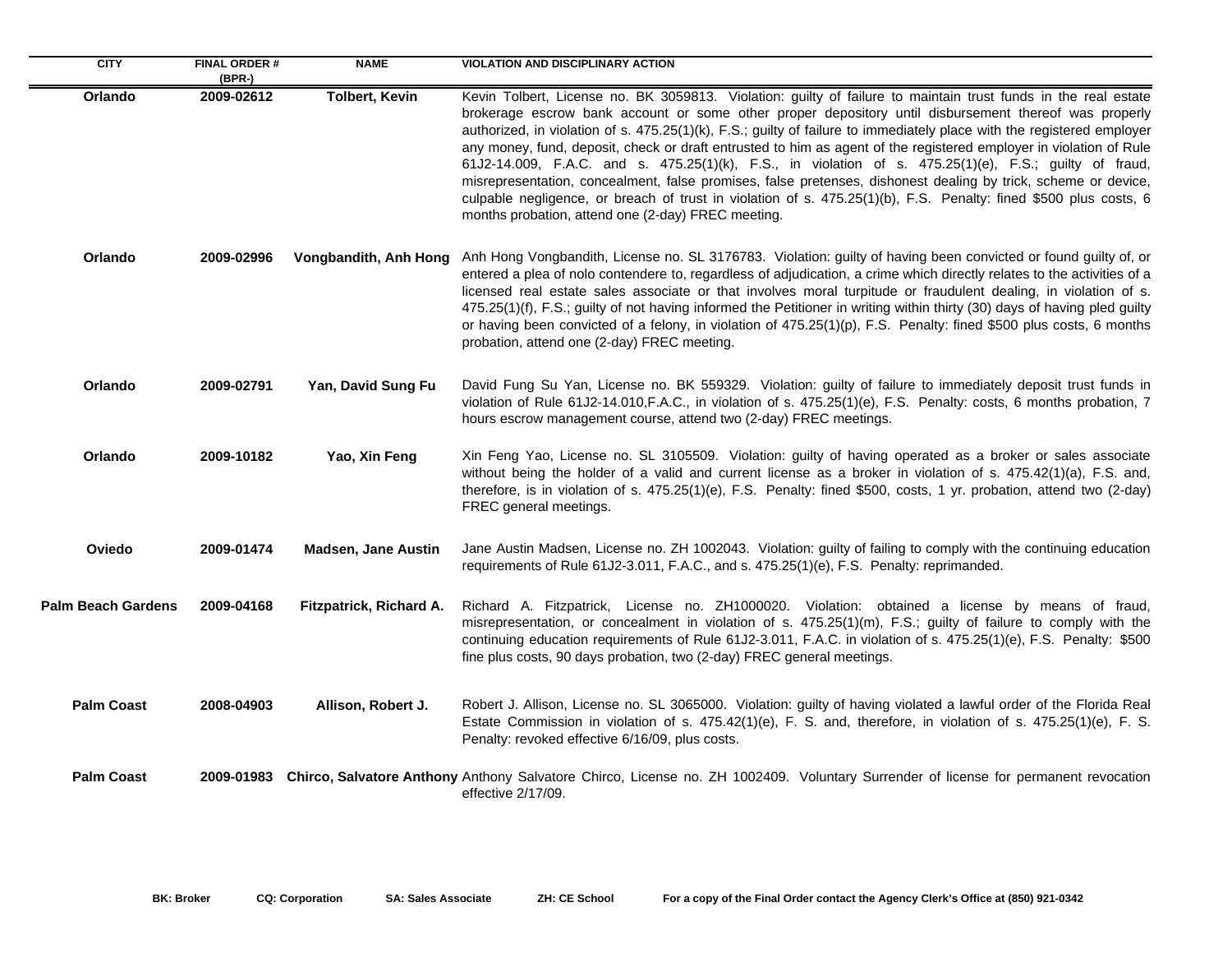| CITY | FINAL ORDER # (BPR-) | NAME | VIOLATION AND DISCIPLINARY ACTION |
| --- | --- | --- | --- |
| **Orlando** | **2009-02612** | **Tolbert, Kevin** | Kevin Tolbert, License no. BK 3059813. Violation: guilty of failure to maintain trust funds in the real estate brokerage escrow bank account or some other proper depository until disbursement thereof was properly authorized, in violation of s. 475.25(1)(k), F.S.; guilty of failure to immediately place with the registered employer any money, fund, deposit, check or draft entrusted to him as agent of the registered employer in violation of Rule 61J2-14.009, F.A.C. and s. 475.25(1)(k), F.S., in violation of s. 475.25(1)(e), F.S.; guilty of fraud, misrepresentation, concealment, false promises, false pretenses, dishonest dealing by trick, scheme or device, culpable negligence, or breach of trust in violation of s. 475.25(1)(b), F.S. Penalty: fined $500 plus costs, 6 months probation, attend one (2-day) FREC meeting. |
| **Orlando** | **2009-02996** | **Vongbandith, Anh Hong** | Anh Hong Vongbandith, License no. SL 3176783. Violation: guilty of having been convicted or found guilty of, or entered a plea of nolo contendere to, regardless of adjudication, a crime which directly relates to the activities of a licensed real estate sales associate or that involves moral turpitude or fraudulent dealing, in violation of s. 475.25(1)(f), F.S.; guilty of not having informed the Petitioner in writing within thirty (30) days of having pled guilty or having been convicted of a felony, in violation of 475.25(1)(p), F.S. Penalty: fined $500 plus costs, 6 months probation, attend one (2-day) FREC meeting. |
| **Orlando** | **2009-02791** | **Yan, David Sung Fu** | David Fung Su Yan, License no. BK 559329. Violation: guilty of failure to immediately deposit trust funds in violation of Rule 61J2-14.010,F.A.C., in violation of s. 475.25(1)(e), F.S. Penalty: costs, 6 months probation, 7 hours escrow management course, attend two (2-day) FREC meetings. |
| **Orlando** | **2009-10182** | **Yao, Xin Feng** | Xin Feng Yao, License no. SL 3105509. Violation: guilty of having operated as a broker or sales associate without being the holder of a valid and current license as a broker in violation of s. 475.42(1)(a), F.S. and, therefore, is in violation of s. 475.25(1)(e), F.S. Penalty: fined $500, costs, 1 yr. probation, attend two (2-day) FREC general meetings. |
| **Oviedo** | **2009-01474** | **Madsen, Jane Austin** | Jane Austin Madsen, License no. ZH 1002043. Violation: guilty of failing to comply with the continuing education requirements of Rule 61J2-3.011, F.A.C., and s. 475.25(1)(e), F.S. Penalty: reprimanded. |
| **Palm Beach Gardens** | **2009-04168** | **Fitzpatrick, Richard A.** | Richard A. Fitzpatrick, License no. ZH1000020. Violation: obtained a license by means of fraud, misrepresentation, or concealment in violation of s. 475.25(1)(m), F.S.; guilty of failure to comply with the continuing education requirements of Rule 61J2-3.011, F.A.C. in violation of s. 475.25(1)(e), F.S. Penalty: $500 fine plus costs, 90 days probation, two (2-day) FREC general meetings. |
| **Palm Coast** | **2008-04903** | **Allison, Robert J.** | Robert J. Allison, License no. SL 3065000. Violation: guilty of having violated a lawful order of the Florida Real Estate Commission in violation of s. 475.42(1)(e), F. S. and, therefore, in violation of s. 475.25(1)(e), F. S. Penalty: revoked effective 6/16/09, plus costs. |
| **Palm Coast** | **2009-01983** | **Chirco, Salvatore Anthony** | Anthony Salvatore Chirco, License no. ZH 1002409. Voluntary Surrender of license for permanent revocation effective 2/17/09. |

**BK: Broker** **CQ: Corporation** **SA: Sales Associate** **ZH: CE School** **For a copy of the Final Order contact the Agency Clerk's Office at (850) 921-0342**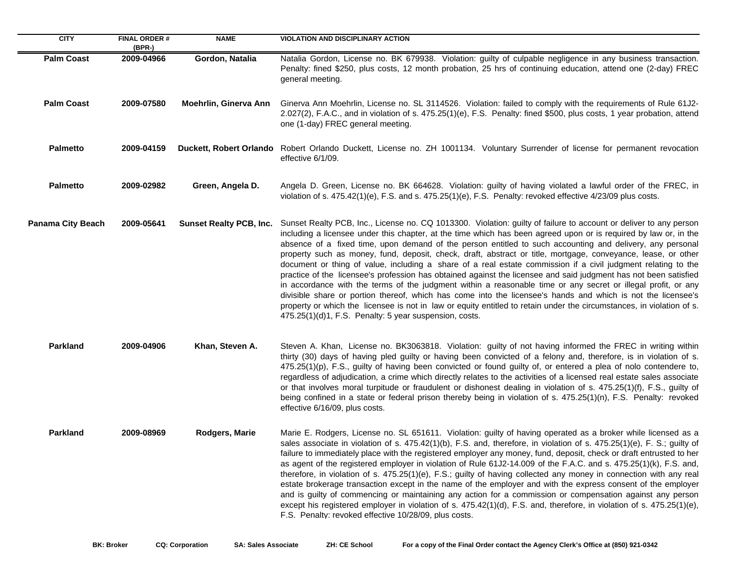| CITY | FINAL ORDER # (BPR-) | NAME | VIOLATION AND DISCIPLINARY ACTION |
|---|---|---|---|
| Palm Coast | 2009-04966 | Gordon, Natalia | Natalia Gordon, License no. BK 679938. Violation: guilty of culpable negligence in any business transaction. Penalty: fined $250, plus costs, 12 month probation, 25 hrs of continuing education, attend one (2-day) FREC general meeting. |
| Palm Coast | 2009-07580 | Moehrlin, Ginerva Ann | Ginerva Ann Moehrlin, License no. SL 3114526. Violation: failed to comply with the requirements of Rule 61J2-2.027(2), F.A.C., and in violation of s. 475.25(1)(e), F.S. Penalty: fined $500, plus costs, 1 year probation, attend one (1-day) FREC general meeting. |
| Palmetto | 2009-04159 | Duckett, Robert Orlando | Robert Orlando Duckett, License no. ZH 1001134. Voluntary Surrender of license for permanent revocation effective 6/1/09. |
| Palmetto | 2009-02982 | Green, Angela D. | Angela D. Green, License no. BK 664628. Violation: guilty of having violated a lawful order of the FREC, in violation of s. 475.42(1)(e), F.S. and s. 475.25(1)(e), F.S. Penalty: revoked effective 4/23/09 plus costs. |
| Panama City Beach | 2009-05641 | Sunset Realty PCB, Inc. | Sunset Realty PCB, Inc., License no. CQ 1013300. Violation: guilty of failure to account or deliver to any person including a licensee under this chapter, at the time which has been agreed upon or is required by law or, in the absence of a fixed time, upon demand of the person entitled to such accounting and delivery, any personal property such as money, fund, deposit, check, draft, abstract or title, mortgage, conveyance, lease, or other document or thing of value, including a share of a real estate commission if a civil judgment relating to the practice of the licensee's profession has obtained against the licensee and said judgment has not been satisfied in accordance with the terms of the judgment within a reasonable time or any secret or illegal profit, or any divisible share or portion thereof, which has come into the licensee's hands and which is not the licensee's property or which the licensee is not in law or equity entitled to retain under the circumstances, in violation of s. 475.25(1)(d)1, F.S. Penalty: 5 year suspension, costs. |
| Parkland | 2009-04906 | Khan, Steven A. | Steven A. Khan, License no. BK3063818. Violation: guilty of not having informed the FREC in writing within thirty (30) days of having pled guilty or having been convicted of a felony and, therefore, is in violation of s. 475.25(1)(p), F.S., guilty of having been convicted or found guilty of, or entered a plea of nolo contendere to, regardless of adjudication, a crime which directly relates to the activities of a licensed real estate sales associate or that involves moral turpitude or fraudulent or dishonest dealing in violation of s. 475.25(1)(f), F.S., guilty of being confined in a state or federal prison thereby being in violation of s. 475.25(1)(n), F.S. Penalty: revoked effective 6/16/09, plus costs. |
| Parkland | 2009-08969 | Rodgers, Marie | Marie E. Rodgers, License no. SL 651611. Violation: guilty of having operated as a broker while licensed as a sales associate in violation of s. 475.42(1)(b), F.S. and, therefore, in violation of s. 475.25(1)(e), F. S.; guilty of failure to immediately place with the registered employer any money, fund, deposit, check or draft entrusted to her as agent of the registered employer in violation of Rule 61J2-14.009 of the F.A.C. and s. 475.25(1)(k), F.S. and, therefore, in violation of s. 475.25(1)(e), F.S.; guilty of having collected any money in connection with any real estate brokerage transaction except in the name of the employer and with the express consent of the employer and is guilty of commencing or maintaining any action for a commission or compensation against any person except his registered employer in violation of s. 475.42(1)(d), F.S. and, therefore, in violation of s. 475.25(1)(e), F.S. Penalty: revoked effective 10/28/09, plus costs. |

**BK: Broker** **CQ: Corporation** **SA: Sales Associate** **ZH: CE School** **For a copy of the Final Order contact the Agency Clerk's Office at (850) 921-0342**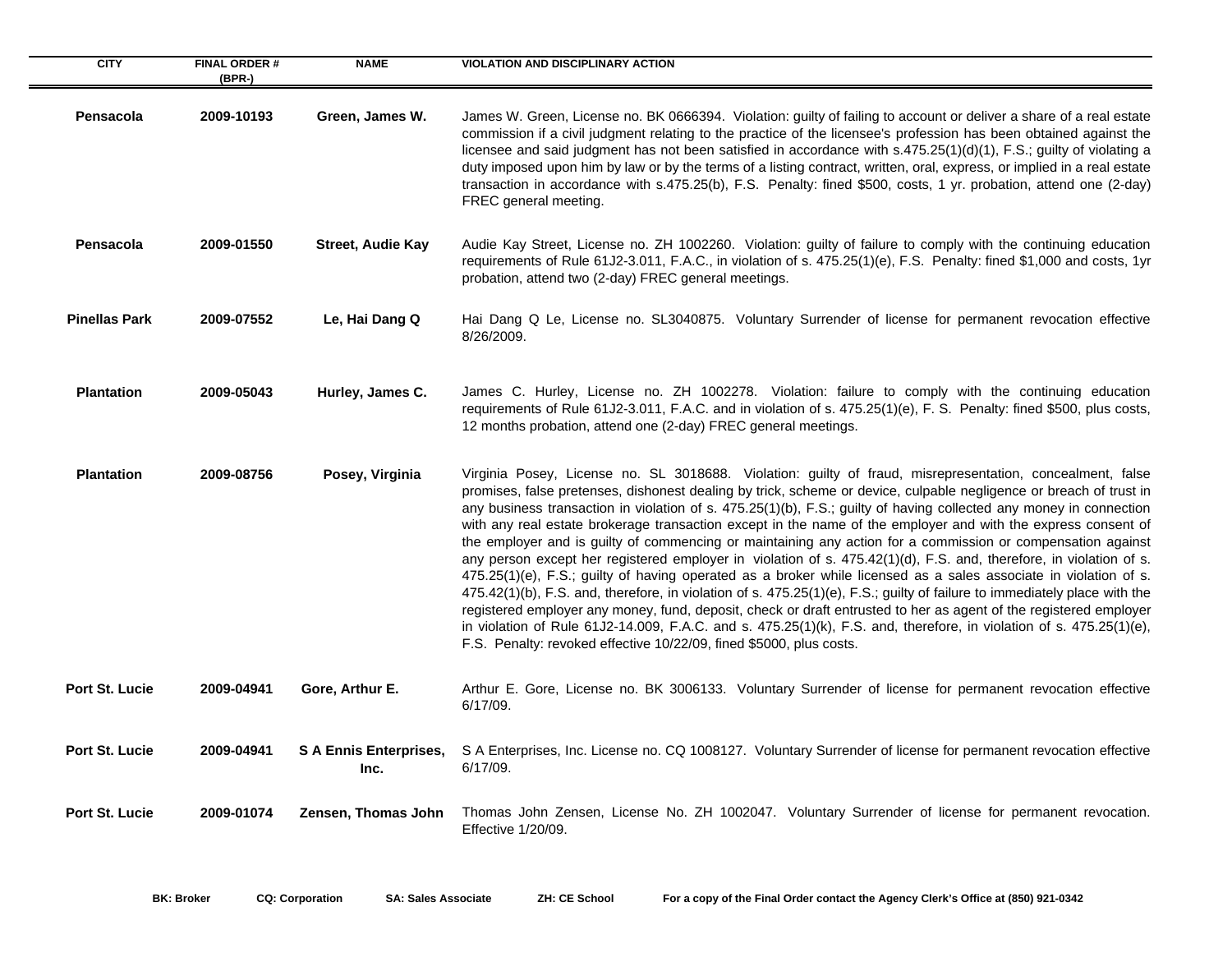| CITY | FINAL ORDER # (BPR-) | NAME | VIOLATION AND DISCIPLINARY ACTION |
|---|---|---|---|
| Pensacola | 2009-10193 | Green, James W. | James W. Green, License no. BK 0666394. Violation: guilty of failing to account or deliver a share of a real estate commission if a civil judgment relating to the practice of the licensee's profession has been obtained against the licensee and said judgment has not been satisfied in accordance with s.475.25(1)(d)(1), F.S.; guilty of violating a duty imposed upon him by law or by the terms of a listing contract, written, oral, express, or implied in a real estate transaction in accordance with s.475.25(b), F.S. Penalty: fined $500, costs, 1 yr. probation, attend one (2-day) FREC general meeting. |
| Pensacola | 2009-01550 | Street, Audie Kay | Audie Kay Street, License no. ZH 1002260. Violation: guilty of failure to comply with the continuing education requirements of Rule 61J2-3.011, F.A.C., in violation of s. 475.25(1)(e), F.S. Penalty: fined $1,000 and costs, 1yr probation, attend two (2-day) FREC general meetings. |
| Pinellas Park | 2009-07552 | Le, Hai Dang Q | Hai Dang Q Le, License no. SL3040875. Voluntary Surrender of license for permanent revocation effective 8/26/2009. |
| Plantation | 2009-05043 | Hurley, James C. | James C. Hurley, License no. ZH 1002278. Violation: failure to comply with the continuing education requirements of Rule 61J2-3.011, F.A.C. and in violation of s. 475.25(1)(e), F. S. Penalty: fined $500, plus costs, 12 months probation, attend one (2-day) FREC general meetings. |
| Plantation | 2009-08756 | Posey, Virginia | Virginia Posey, License no. SL 3018688. Violation: guilty of fraud, misrepresentation, concealment, false promises, false pretenses, dishonest dealing by trick, scheme or device, culpable negligence or breach of trust in any business transaction in violation of s. 475.25(1)(b), F.S.; guilty of having collected any money in connection with any real estate brokerage transaction except in the name of the employer and with the express consent of the employer and is guilty of commencing or maintaining any action for a commission or compensation against any person except her registered employer in violation of s. 475.42(1)(d), F.S. and, therefore, in violation of s. 475.25(1)(e), F.S.; guilty of having operated as a broker while licensed as a sales associate in violation of s. 475.42(1)(b), F.S. and, therefore, in violation of s. 475.25(1)(e), F.S.; guilty of failure to immediately place with the registered employer any money, fund, deposit, check or draft entrusted to her as agent of the registered employer in violation of Rule 61J2-14.009, F.A.C. and s. 475.25(1)(k), F.S. and, therefore, in violation of s. 475.25(1)(e), F.S. Penalty: revoked effective 10/22/09, fined $5000, plus costs. |
| Port St. Lucie | 2009-04941 | Gore, Arthur E. | Arthur E. Gore, License no. BK 3006133. Voluntary Surrender of license for permanent revocation effective 6/17/09. |
| Port St. Lucie | 2009-04941 | S A Ennis Enterprises, Inc. | S A Enterprises, Inc. License no. CQ 1008127. Voluntary Surrender of license for permanent revocation effective 6/17/09. |
| Port St. Lucie | 2009-01074 | Zensen, Thomas John | Thomas John Zensen, License No. ZH 1002047. Voluntary Surrender of license for permanent revocation. Effective 1/20/09. |

**BK: Broker** **CQ: Corporation** **SA: Sales Associate** **ZH: CE School** **For a copy of the Final Order contact the Agency Clerk's Office at (850) 921-0342**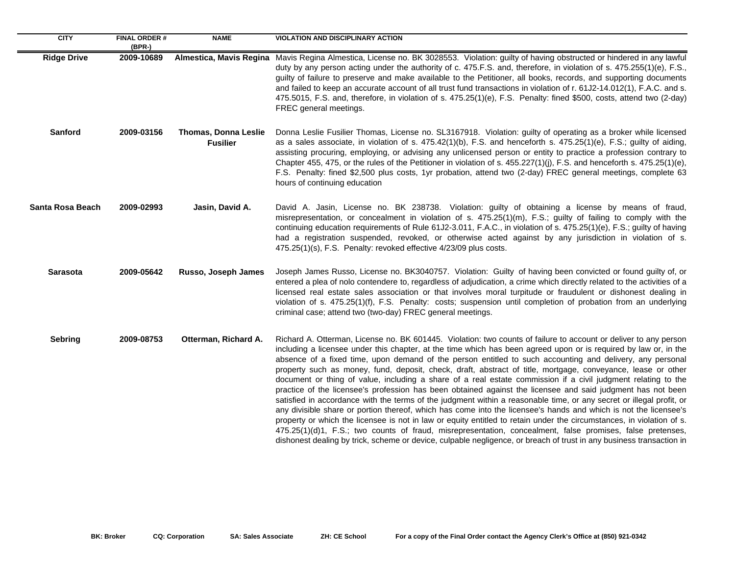| CITY | FINAL ORDER # (BPR-) | NAME | VIOLATION AND DISCIPLINARY ACTION |
|---|---|---|---|
| Ridge Drive | 2009-10689 | Almestica, Mavis Regina | Mavis Regina Almestica, License no. BK 3028553. Violation: guilty of having obstructed or hindered in any lawful duty by any person acting under the authority of c. 475.F.S. and, therefore, in violation of s. 475.255(1)(e), F.S., guilty of failure to preserve and make available to the Petitioner, all books, records, and supporting documents and failed to keep an accurate account of all trust fund transactions in violation of r. 61J2-14.012(1), F.A.C. and s. 475.5015, F.S. and, therefore, in violation of s. 475.25(1)(e), F.S. Penalty: fined $500, costs, attend two (2-day) FREC general meetings. |
| Sanford | 2009-03156 | Thomas, Donna Leslie Fusilier | Donna Leslie Fusilier Thomas, License no. SL3167918. Violation: guilty of operating as a broker while licensed as a sales associate, in violation of s. 475.42(1)(b), F.S. and henceforth s. 475.25(1)(e), F.S.; guilty of aiding, assisting procuring, employing, or advising any unlicensed person or entity to practice a profession contrary to Chapter 455, 475, or the rules of the Petitioner in violation of s. 455.227(1)(j), F.S. and henceforth s. 475.25(1)(e), F.S. Penalty: fined $2,500 plus costs, 1yr probation, attend two (2-day) FREC general meetings, complete 63 hours of continuing education |
| Santa Rosa Beach | 2009-02993 | Jasin, David A. | David A. Jasin, License no. BK 238738. Violation: guilty of obtaining a license by means of fraud, misrepresentation, or concealment in violation of s. 475.25(1)(m), F.S.; guilty of failing to comply with the continuing education requirements of Rule 61J2-3.011, F.A.C., in violation of s. 475.25(1)(e), F.S.; guilty of having had a registration suspended, revoked, or otherwise acted against by any jurisdiction in violation of s. 475.25(1)(s), F.S. Penalty: revoked effective 4/23/09 plus costs. |
| Sarasota | 2009-05642 | Russo, Joseph James | Joseph James Russo, License no. BK3040757. Violation: Guilty of having been convicted or found guilty of, or entered a plea of nolo contendere to, regardless of adjudication, a crime which directly related to the activities of a licensed real estate sales association or that involves moral turpitude or fraudulent or dishonest dealing in violation of s. 475.25(1)(f), F.S. Penalty: costs; suspension until completion of probation from an underlying criminal case; attend two (two-day) FREC general meetings. |
| Sebring | 2009-08753 | Otterman, Richard A. | Richard A. Otterman, License no. BK 601445. Violation: two counts of failure to account or deliver to any person including a licensee under this chapter, at the time which has been agreed upon or is required by law or, in the absence of a fixed time, upon demand of the person entitled to such accounting and delivery, any personal property such as money, fund, deposit, check, draft, abstract of title, mortgage, conveyance, lease or other document or thing of value, including a share of a real estate commission if a civil judgment relating to the practice of the licensee's profession has been obtained against the licensee and said judgment has not been satisfied in accordance with the terms of the judgment within a reasonable time, or any secret or illegal profit, or any divisible share or portion thereof, which has come into the licensee's hands and which is not the licensee's property or which the licensee is not in law or equity entitled to retain under the circumstances, in violation of s. 475.25(1)(d)1, F.S.; two counts of fraud, misrepresentation, concealment, false promises, false pretenses, dishonest dealing by trick, scheme or device, culpable negligence, or breach of trust in any business transaction in |

BK: Broker   CQ: Corporation   SA: Sales Associate   ZH: CE School   For a copy of the Final Order contact the Agency Clerk's Office at (850) 921-0342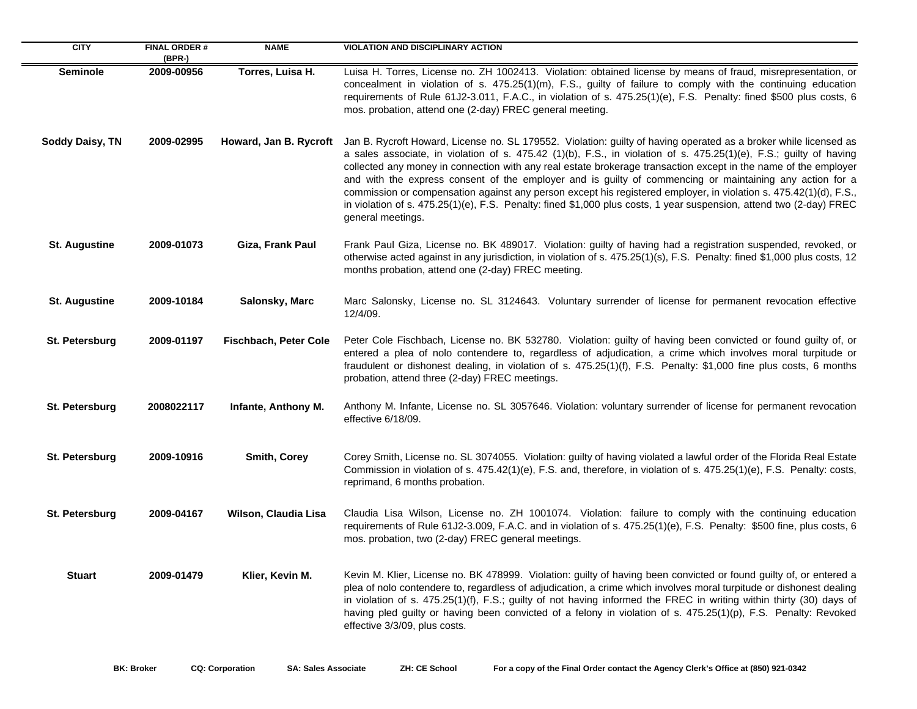| CITY | FINAL ORDER # (BPR-) | NAME | VIOLATION AND DISCIPLINARY ACTION |
|---|---|---|---|
| **Seminole** | **2009-00956** | **Torres, Luisa H.** | Luisa H. Torres, License no. ZH 1002413. Violation: obtained license by means of fraud, misrepresentation, or concealment in violation of s. 475.25(1)(m), F.S., guilty of failure to comply with the continuing education requirements of Rule 61J2-3.011, F.A.C., in violation of s. 475.25(1)(e), F.S. Penalty: fined $500 plus costs, 6 mos. probation, attend one (2-day) FREC general meeting. |
| **Soddy Daisy, TN** | **2009-02995** | **Howard, Jan B. Rycroft** | Jan B. Rycroft Howard, License no. SL 179552. Violation: guilty of having operated as a broker while licensed as a sales associate, in violation of s. 475.42 (1)(b), F.S., in violation of s. 475.25(1)(e), F.S.; guilty of having collected any money in connection with any real estate brokerage transaction except in the name of the employer and with the express consent of the employer and is guilty of commencing or maintaining any action for a commission or compensation against any person except his registered employer, in violation s. 475.42(1)(d), F.S., in violation of s. 475.25(1)(e), F.S. Penalty: fined $1,000 plus costs, 1 year suspension, attend two (2-day) FREC general meetings. |
| **St. Augustine** | **2009-01073** | **Giza, Frank Paul** | Frank Paul Giza, License no. BK 489017. Violation: guilty of having had a registration suspended, revoked, or otherwise acted against in any jurisdiction, in violation of s. 475.25(1)(s), F.S. Penalty: fined $1,000 plus costs, 12 months probation, attend one (2-day) FREC meeting. |
| **St. Augustine** | **2009-10184** | **Salonsky, Marc** | Marc Salonsky, License no. SL 3124643. Voluntary surrender of license for permanent revocation effective 12/4/09. |
| **St. Petersburg** | **2009-01197** | **Fischbach, Peter Cole** | Peter Cole Fischbach, License no. BK 532780. Violation: guilty of having been convicted or found guilty of, or entered a plea of nolo contendere to, regardless of adjudication, a crime which involves moral turpitude or fraudulent or dishonest dealing, in violation of s. 475.25(1)(f), F.S. Penalty: $1,000 fine plus costs, 6 months probation, attend three (2-day) FREC meetings. |
| **St. Petersburg** | **2008022117** | **Infante, Anthony M.** | Anthony M. Infante, License no. SL 3057646. Violation: voluntary surrender of license for permanent revocation effective 6/18/09. |
| **St. Petersburg** | **2009-10916** | **Smith, Corey** | Corey Smith, License no. SL 3074055. Violation: guilty of having violated a lawful order of the Florida Real Estate Commission in violation of s. 475.42(1)(e), F.S. and, therefore, in violation of s. 475.25(1)(e), F.S. Penalty: costs, reprimand, 6 months probation. |
| **St. Petersburg** | **2009-04167** | **Wilson, Claudia Lisa** | Claudia Lisa Wilson, License no. ZH 1001074. Violation: failure to comply with the continuing education requirements of Rule 61J2-3.009, F.A.C. and in violation of s. 475.25(1)(e), F.S. Penalty: $500 fine, plus costs, 6 mos. probation, two (2-day) FREC general meetings. |
| **Stuart** | **2009-01479** | **Klier, Kevin M.** | Kevin M. Klier, License no. BK 478999. Violation: guilty of having been convicted or found guilty of, or entered a plea of nolo contendere to, regardless of adjudication, a crime which involves moral turpitude or dishonest dealing in violation of s. 475.25(1)(f), F.S.; guilty of not having informed the FREC in writing within thirty (30) days of having pled guilty or having been convicted of a felony in violation of s. 475.25(1)(p), F.S. Penalty: Revoked effective 3/3/09, plus costs. |

**BK: Broker** **CQ: Corporation** **SA: Sales Associate** **ZH: CE School** **For a copy of the Final Order contact the Agency Clerk's Office at (850) 921-0342**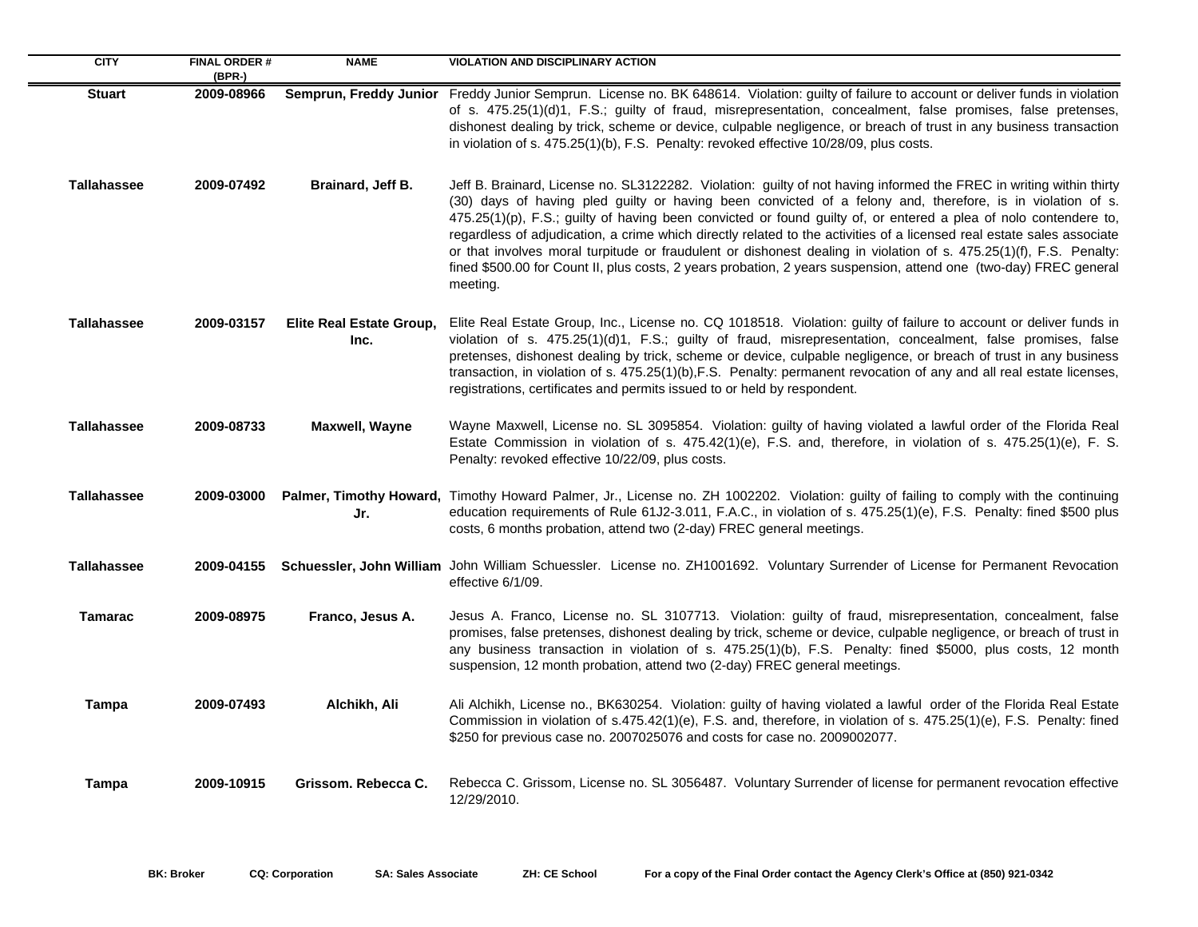| CITY | FINAL ORDER # (BPR-) | NAME | VIOLATION AND DISCIPLINARY ACTION |
|---|---|---|---|
| Stuart | 2009-08966 | Semprun, Freddy Junior | Freddy Junior Semprun. License no. BK 648614. Violation: guilty of failure to account or deliver funds in violation of s. 475.25(1)(d)1, F.S.; guilty of fraud, misrepresentation, concealment, false promises, false pretenses, dishonest dealing by trick, scheme or device, culpable negligence, or breach of trust in any business transaction in violation of s. 475.25(1)(b), F.S. Penalty: revoked effective 10/28/09, plus costs. |
| Tallahassee | 2009-07492 | Brainard, Jeff B. | Jeff B. Brainard, License no. SL3122282. Violation: guilty of not having informed the FREC in writing within thirty (30) days of having pled guilty or having been convicted of a felony and, therefore, is in violation of s. 475.25(1)(p), F.S.; guilty of having been convicted or found guilty of, or entered a plea of nolo contendere to, regardless of adjudication, a crime which directly related to the activities of a licensed real estate sales associate or that involves moral turpitude or fraudulent or dishonest dealing in violation of s. 475.25(1)(f), F.S. Penalty: fined $500.00 for Count II, plus costs, 2 years probation, 2 years suspension, attend one (two-day) FREC general meeting. |
| Tallahassee | 2009-03157 | Elite Real Estate Group, Inc. | Elite Real Estate Group, Inc., License no. CQ 1018518. Violation: guilty of failure to account or deliver funds in violation of s. 475.25(1)(d)1, F.S.; guilty of fraud, misrepresentation, concealment, false promises, false pretenses, dishonest dealing by trick, scheme or device, culpable negligence, or breach of trust in any business transaction, in violation of s. 475.25(1)(b),F.S. Penalty: permanent revocation of any and all real estate licenses, registrations, certificates and permits issued to or held by respondent. |
| Tallahassee | 2009-08733 | Maxwell, Wayne | Wayne Maxwell, License no. SL 3095854. Violation: guilty of having violated a lawful order of the Florida Real Estate Commission in violation of s. 475.42(1)(e), F.S. and, therefore, in violation of s. 475.25(1)(e), F. S. Penalty: revoked effective 10/22/09, plus costs. |
| Tallahassee | 2009-03000 | Palmer, Timothy Howard, Jr. | Timothy Howard Palmer, Jr., License no. ZH 1002202. Violation: guilty of failing to comply with the continuing education requirements of Rule 61J2-3.011, F.A.C., in violation of s. 475.25(1)(e), F.S. Penalty: fined $500 plus costs, 6 months probation, attend two (2-day) FREC general meetings. |
| Tallahassee | 2009-04155 | Schuessler, John William | John William Schuessler. License no. ZH1001692. Voluntary Surrender of License for Permanent Revocation effective 6/1/09. |
| Tamarac | 2009-08975 | Franco, Jesus A. | Jesus A. Franco, License no. SL 3107713. Violation: guilty of fraud, misrepresentation, concealment, false promises, false pretenses, dishonest dealing by trick, scheme or device, culpable negligence, or breach of trust in any business transaction in violation of s. 475.25(1)(b), F.S. Penalty: fined $5000, plus costs, 12 month suspension, 12 month probation, attend two (2-day) FREC general meetings. |
| Tampa | 2009-07493 | Alchikh, Ali | Ali Alchikh, License no., BK630254. Violation: guilty of having violated a lawful order of the Florida Real Estate Commission in violation of s.475.42(1)(e), F.S. and, therefore, in violation of s. 475.25(1)(e), F.S. Penalty: fined $250 for previous case no. 2007025076 and costs for case no. 2009002077. |
| Tampa | 2009-10915 | Grissom. Rebecca C. | Rebecca C. Grissom, License no. SL 3056487. Voluntary Surrender of license for permanent revocation effective 12/29/2010. |

BK: Broker CQ: Corporation SA: Sales Associate ZH: CE School For a copy of the Final Order contact the Agency Clerk's Office at (850) 921-0342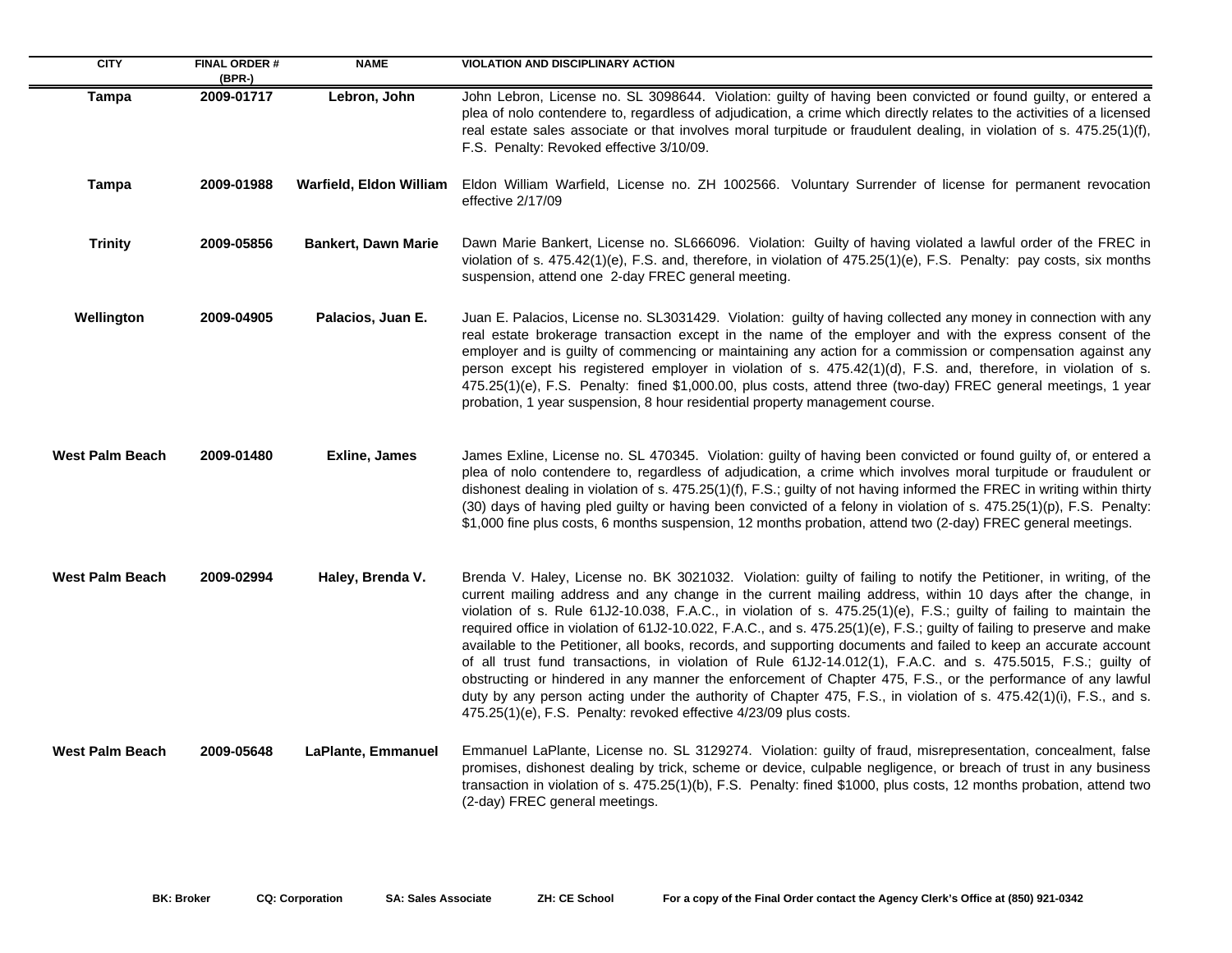| CITY | FINAL ORDER # (BPR-) | NAME | VIOLATION AND DISCIPLINARY ACTION |
|---|---|---|---|
| **Tampa** | **2009-01717** | **Lebron, John** | John Lebron, License no. SL 3098644. Violation: guilty of having been convicted or found guilty, or entered a plea of nolo contendere to, regardless of adjudication, a crime which directly relates to the activities of a licensed real estate sales associate or that involves moral turpitude or fraudulent dealing, in violation of s. 475.25(1)(f), F.S. Penalty: Revoked effective 3/10/09. |
| **Tampa** | **2009-01988** | **Warfield, Eldon William** | Eldon William Warfield, License no. ZH 1002566. Voluntary Surrender of license for permanent revocation effective 2/17/09 |
| **Trinity** | **2009-05856** | **Bankert, Dawn Marie** | Dawn Marie Bankert, License no. SL666096. Violation: Guilty of having violated a lawful order of the FREC in violation of s. 475.42(1)(e), F.S. and, therefore, in violation of 475.25(1)(e), F.S. Penalty: pay costs, six months suspension, attend one 2-day FREC general meeting. |
| **Wellington** | **2009-04905** | **Palacios, Juan E.** | Juan E. Palacios, License no. SL3031429. Violation: guilty of having collected any money in connection with any real estate brokerage transaction except in the name of the employer and with the express consent of the employer and is guilty of commencing or maintaining any action for a commission or compensation against any person except his registered employer in violation of s. 475.42(1)(d), F.S. and, therefore, in violation of s. 475.25(1)(e), F.S. Penalty: fined $1,000.00, plus costs, attend three (two-day) FREC general meetings, 1 year probation, 1 year suspension, 8 hour residential property management course. |
| **West Palm Beach** | **2009-01480** | **Exline, James** | James Exline, License no. SL 470345. Violation: guilty of having been convicted or found guilty of, or entered a plea of nolo contendere to, regardless of adjudication, a crime which involves moral turpitude or fraudulent or dishonest dealing in violation of s. 475.25(1)(f), F.S.; guilty of not having informed the FREC in writing within thirty (30) days of having pled guilty or having been convicted of a felony in violation of s. 475.25(1)(p), F.S. Penalty: $1,000 fine plus costs, 6 months suspension, 12 months probation, attend two (2-day) FREC general meetings. |
| **West Palm Beach** | **2009-02994** | **Haley, Brenda V.** | Brenda V. Haley, License no. BK 3021032. Violation: guilty of failing to notify the Petitioner, in writing, of the current mailing address and any change in the current mailing address, within 10 days after the change, in violation of s. Rule 61J2-10.038, F.A.C., in violation of s. 475.25(1)(e), F.S.; guilty of failing to maintain the required office in violation of 61J2-10.022, F.A.C., and s. 475.25(1)(e), F.S.; guilty of failing to preserve and make available to the Petitioner, all books, records, and supporting documents and failed to keep an accurate account of all trust fund transactions, in violation of Rule 61J2-14.012(1), F.A.C. and s. 475.5015, F.S.; guilty of obstructing or hindered in any manner the enforcement of Chapter 475, F.S., or the performance of any lawful duty by any person acting under the authority of Chapter 475, F.S., in violation of s. 475.42(1)(i), F.S., and s. 475.25(1)(e), F.S. Penalty: revoked effective 4/23/09 plus costs. |
| **West Palm Beach** | **2009-05648** | **LaPlante, Emmanuel** | Emmanuel LaPlante, License no. SL 3129274. Violation: guilty of fraud, misrepresentation, concealment, false promises, dishonest dealing by trick, scheme or device, culpable negligence, or breach of trust in any business transaction in violation of s. 475.25(1)(b), F.S. Penalty: fined $1000, plus costs, 12 months probation, attend two (2-day) FREC general meetings. |

**BK: Broker** **CQ: Corporation** **SA: Sales Associate** **ZH: CE School** **For a copy of the Final Order contact the Agency Clerk's Office at (850) 921-0342**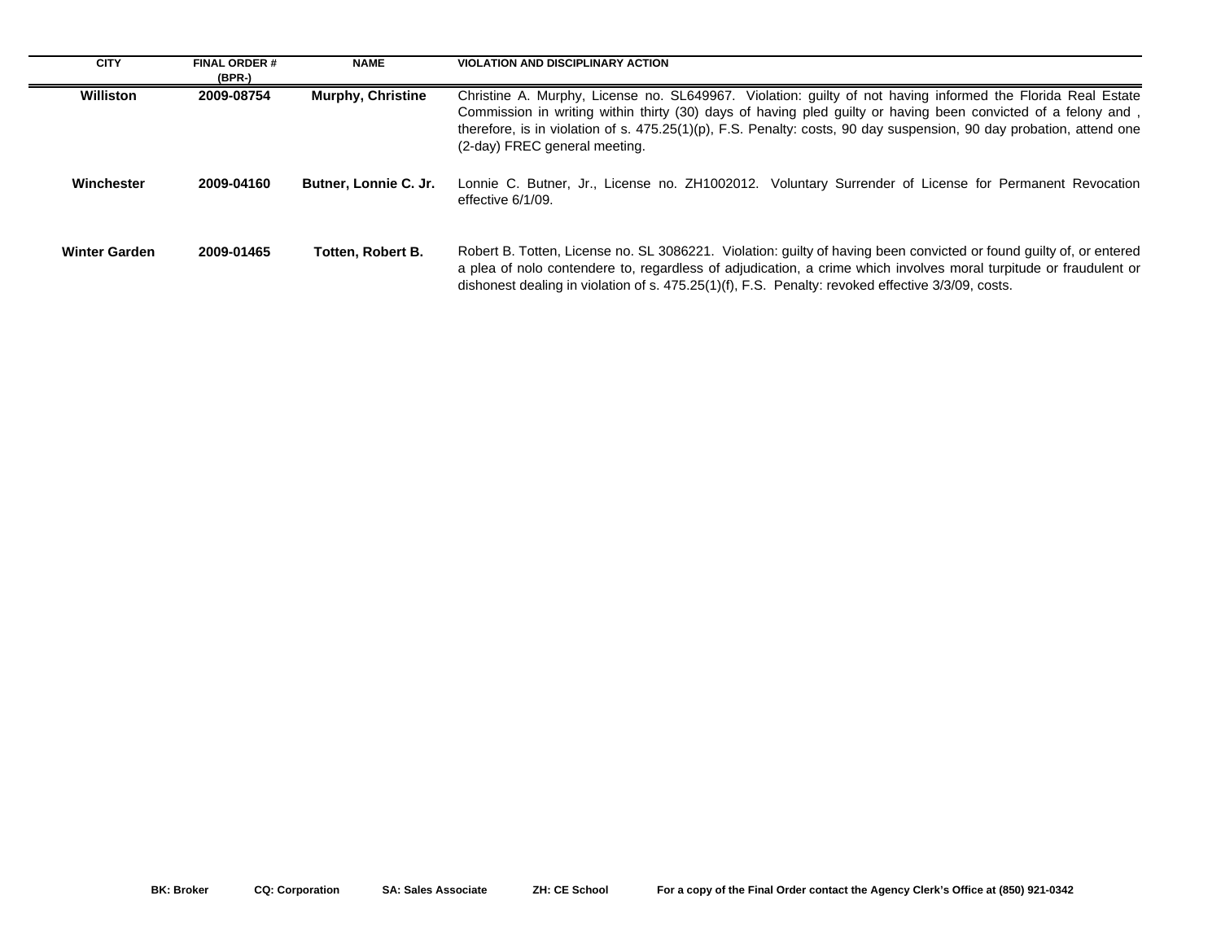| CITY | FINAL ORDER # (BPR-) | NAME | VIOLATION AND DISCIPLINARY ACTION |
|---|---|---|---|
| **Williston** | **2009-08754** | **Murphy, Christine** | Christine A. Murphy, License no. SL649967. Violation: guilty of not having informed the Florida Real Estate Commission in writing within thirty (30) days of having pled guilty or having been convicted of a felony and , therefore, is in violation of s. 475.25(1)(p), F.S. Penalty: costs, 90 day suspension, 90 day probation, attend one (2-day) FREC general meeting. |
| **Winchester** | **2009-04160** | **Butner, Lonnie C. Jr.** | Lonnie C. Butner, Jr., License no. ZH1002012. Voluntary Surrender of License for Permanent Revocation effective 6/1/09. |
| **Winter Garden** | **2009-01465** | **Totten, Robert B.** | Robert B. Totten, License no. SL 3086221. Violation: guilty of having been convicted or found guilty of, or entered a plea of nolo contendere to, regardless of adjudication, a crime which involves moral turpitude or fraudulent or dishonest dealing in violation of s. 475.25(1)(f), F.S. Penalty: revoked effective 3/3/09, costs. |

**BK: Broker** **CQ: Corporation** **SA: Sales Associate** **ZH: CE School** **For a copy of the Final Order contact the Agency Clerk's Office at (850) 921-0342**